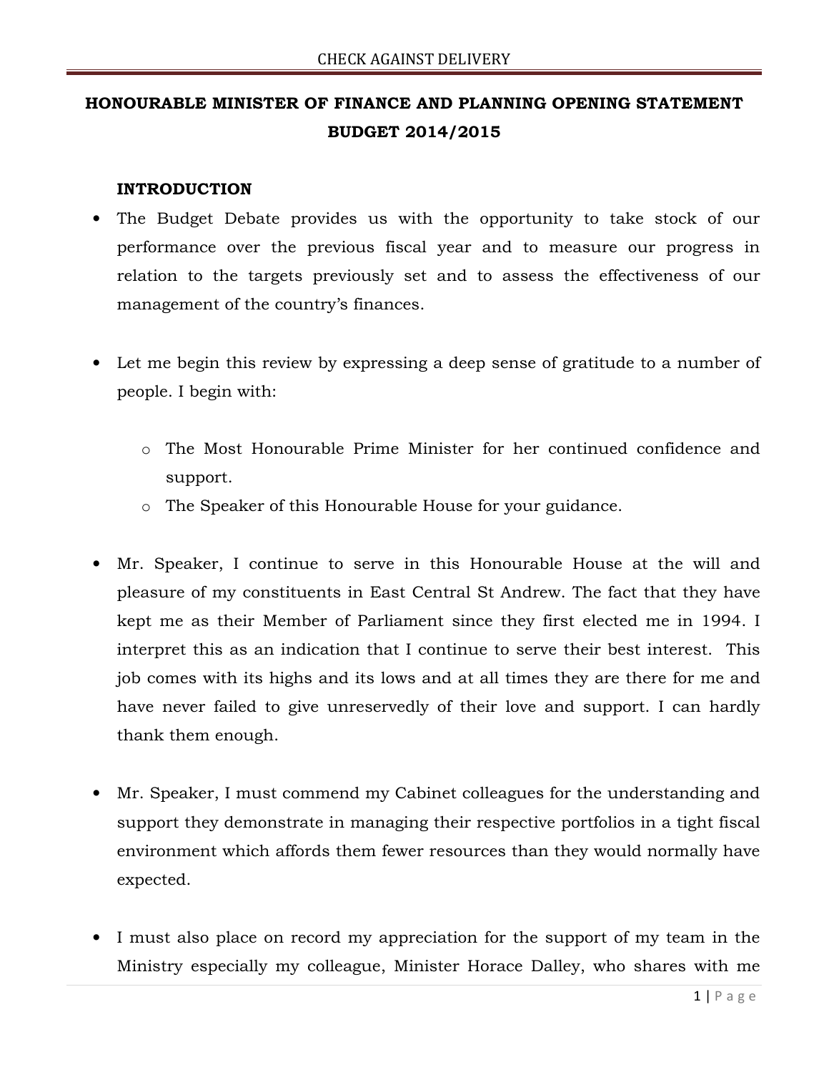# HONOURABLE MINISTER OF FINANCE AND PLANNING OPENING STATEMENT BUDGET 2014/2015

## INTRODUCTION

- The Budget Debate provides us with the opportunity to take stock of our performance over the previous fiscal year and to measure our progress in relation to the targets previously set and to assess the effectiveness of our management of the country's finances.

- Let me begin this review by expressing a deep sense of gratitude to a number of people. I begin with:

    - The Most Honourable Prime Minister for her continued confidence and support.
    - The Speaker of this Honourable House for your guidance.

- Mr. Speaker, I continue to serve in this Honourable House at the will and pleasure of my constituents in East Central St Andrew. The fact that they have kept me as their Member of Parliament since they first elected me in 1994. I interpret this as an indication that I continue to serve their best interest. This job comes with its highs and its lows and at all times they are there for me and have never failed to give unreservedly of their love and support. I can hardly thank them enough.

- Mr. Speaker, I must commend my Cabinet colleagues for the understanding and support they demonstrate in managing their respective portfolios in a tight fiscal environment which affords them fewer resources than they would normally have expected.

- I must also place on record my appreciation for the support of my team in the Ministry especially my colleague, Minister Horace Dalley, who shares with me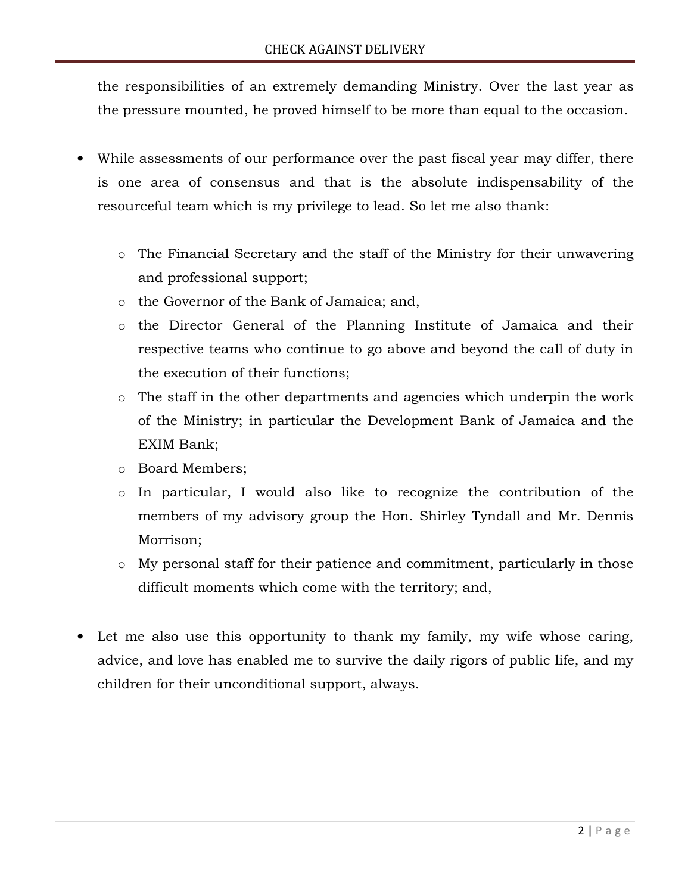the responsibilities of an extremely demanding Ministry. Over the last year as the pressure mounted, he proved himself to be more than equal to the occasion.

- While assessments of our performance over the past fiscal year may differ, there is one area of consensus and that is the absolute indispensability of the resourceful team which is my privilege to lead. So let me also thank:

    - The Financial Secretary and the staff of the Ministry for their unwavering and professional support;
    - the Governor of the Bank of Jamaica; and,
    - the Director General of the Planning Institute of Jamaica and their respective teams who continue to go above and beyond the call of duty in the execution of their functions;
    - The staff in the other departments and agencies which underpin the work of the Ministry; in particular the Development Bank of Jamaica and the EXIM Bank;
    - Board Members;
    - In particular, I would also like to recognize the contribution of the members of my advisory group the Hon. Shirley Tyndall and Mr. Dennis Morrison;
    - My personal staff for their patience and commitment, particularly in those difficult moments which come with the territory; and,

- Let me also use this opportunity to thank my family, my wife whose caring, advice, and love has enabled me to survive the daily rigors of public life, and my children for their unconditional support, always.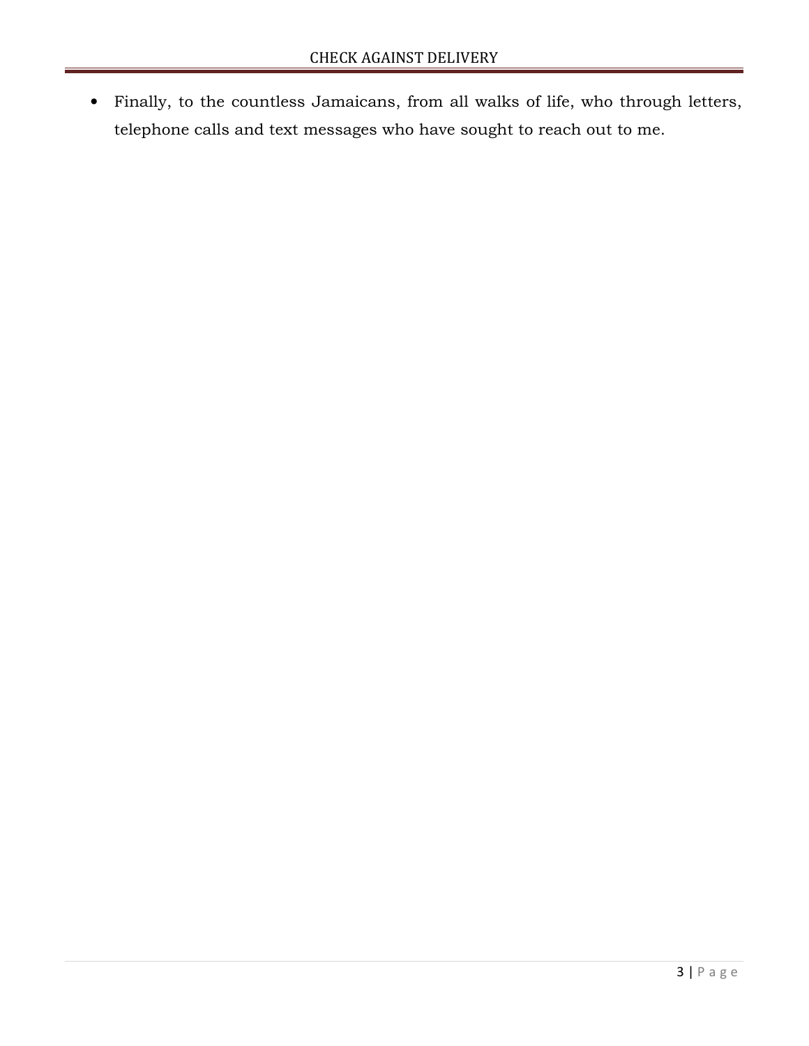- Finally, to the countless Jamaicans, from all walks of life, who through letters, telephone calls and text messages who have sought to reach out to me.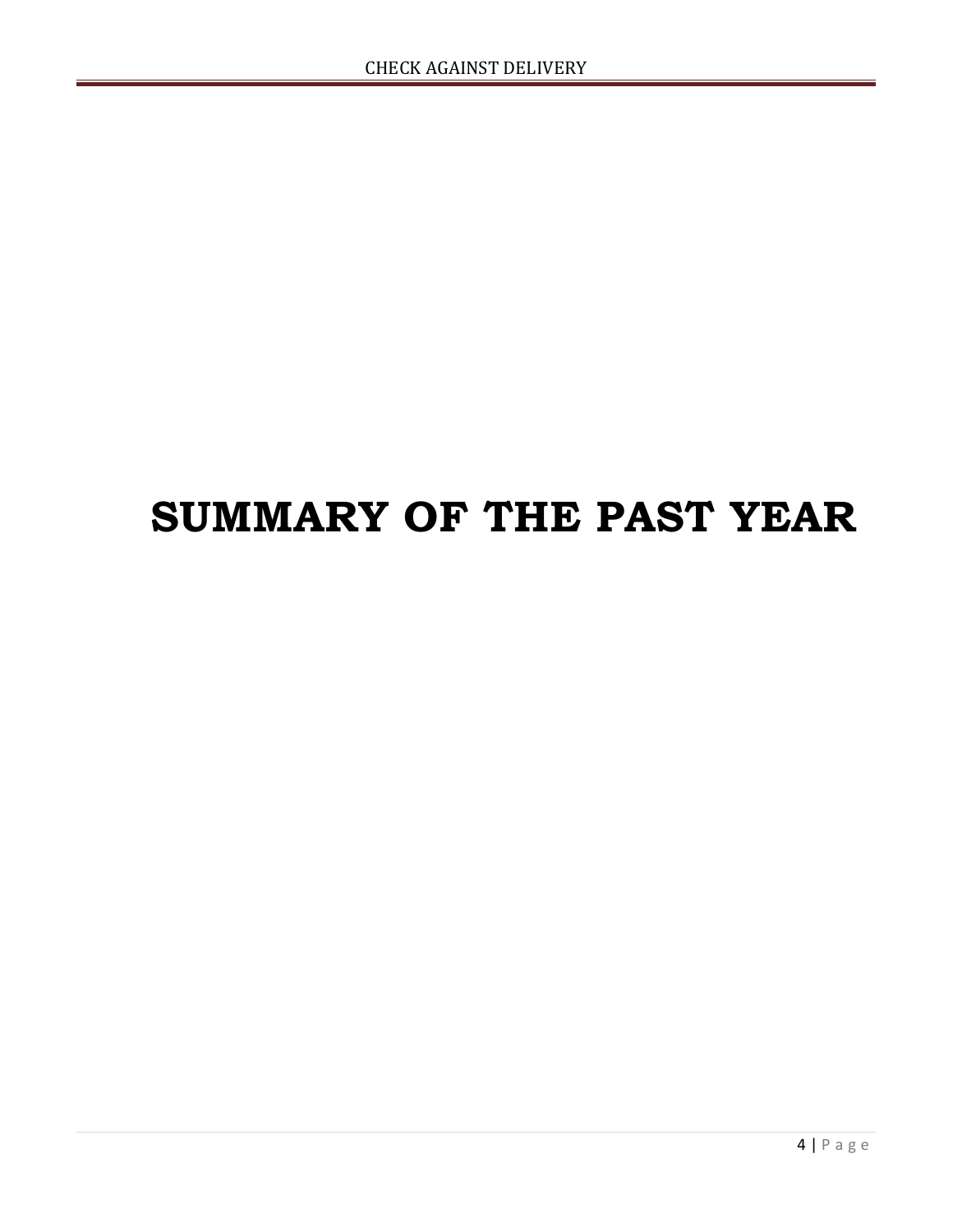# SUMMARY OF THE PAST YEAR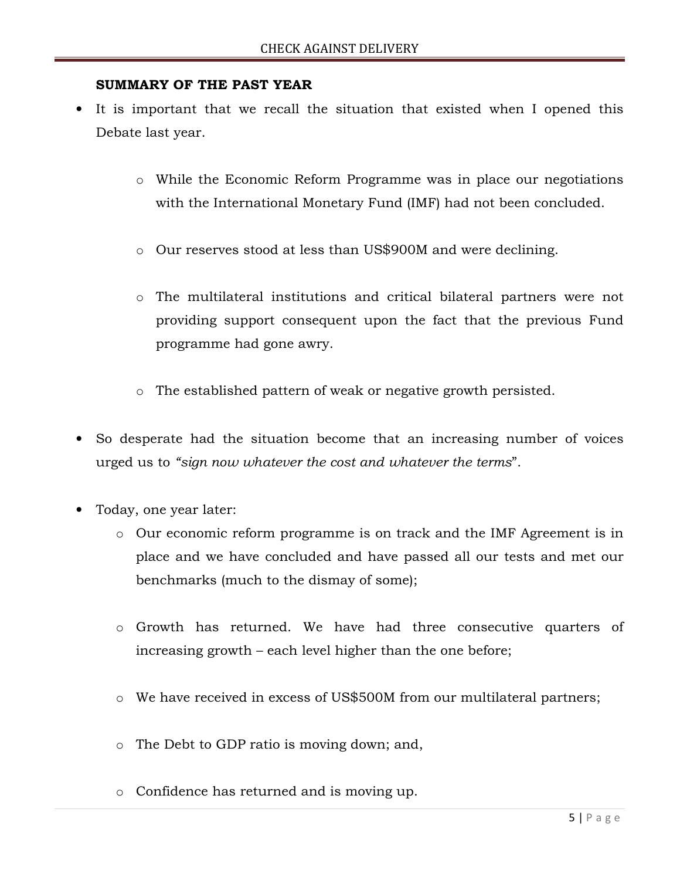**SUMMARY OF THE PAST YEAR**

- It is important that we recall the situation that existed when I opened this Debate last year.

    - While the Economic Reform Programme was in place our negotiations with the International Monetary Fund (IMF) had not been concluded.

    - Our reserves stood at less than US$900M and were declining.

    - The multilateral institutions and critical bilateral partners were not providing support consequent upon the fact that the previous Fund programme had gone awry.

    - The established pattern of weak or negative growth persisted.

- So desperate had the situation become that an increasing number of voices urged us to *"sign now whatever the cost and whatever the terms*".

- Today, one year later:
    - Our economic reform programme is on track and the IMF Agreement is in place and we have concluded and have passed all our tests and met our benchmarks (much to the dismay of some);

    - Growth has returned. We have had three consecutive quarters of increasing growth – each level higher than the one before;

    - We have received in excess of US$500M from our multilateral partners;

    - The Debt to GDP ratio is moving down; and,

    - Confidence has returned and is moving up.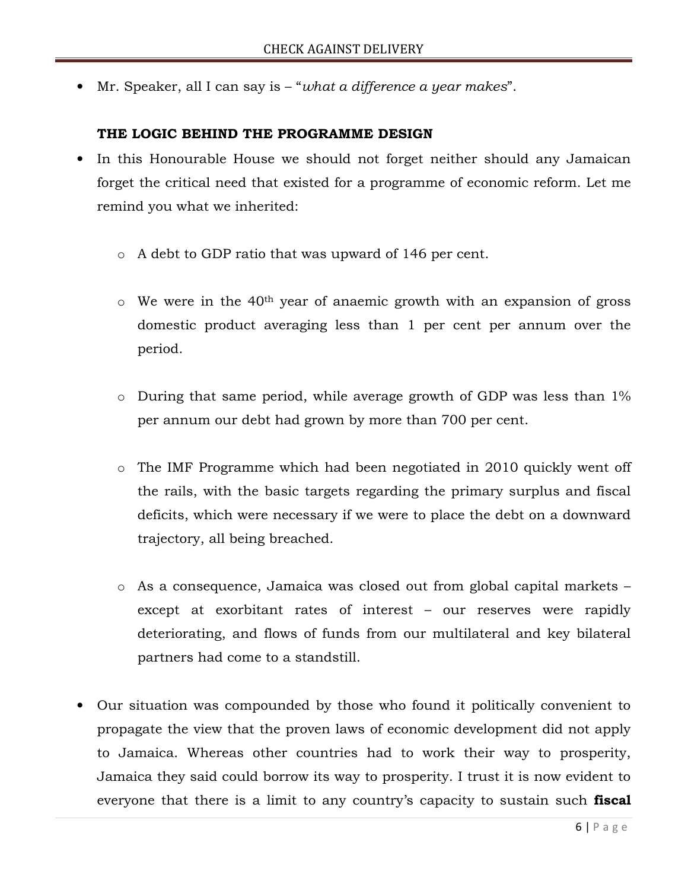- Mr. Speaker, all I can say is – "*what a difference a year makes*".

**THE LOGIC BEHIND THE PROGRAMME DESIGN**

- In this Honourable House we should not forget neither should any Jamaican forget the critical need that existed for a programme of economic reform. Let me remind you what we inherited:

    - A debt to GDP ratio that was upward of 146 per cent.

    - We were in the 40th year of anaemic growth with an expansion of gross domestic product averaging less than 1 per cent per annum over the period.

    - During that same period, while average growth of GDP was less than 1% per annum our debt had grown by more than 700 per cent.

    - The IMF Programme which had been negotiated in 2010 quickly went off the rails, with the basic targets regarding the primary surplus and fiscal deficits, which were necessary if we were to place the debt on a downward trajectory, all being breached.

    - As a consequence, Jamaica was closed out from global capital markets – except at exorbitant rates of interest – our reserves were rapidly deteriorating, and flows of funds from our multilateral and key bilateral partners had come to a standstill.

- Our situation was compounded by those who found it politically convenient to propagate the view that the proven laws of economic development did not apply to Jamaica. Whereas other countries had to work their way to prosperity, Jamaica they said could borrow its way to prosperity. I trust it is now evident to everyone that there is a limit to any country's capacity to sustain such **fiscal**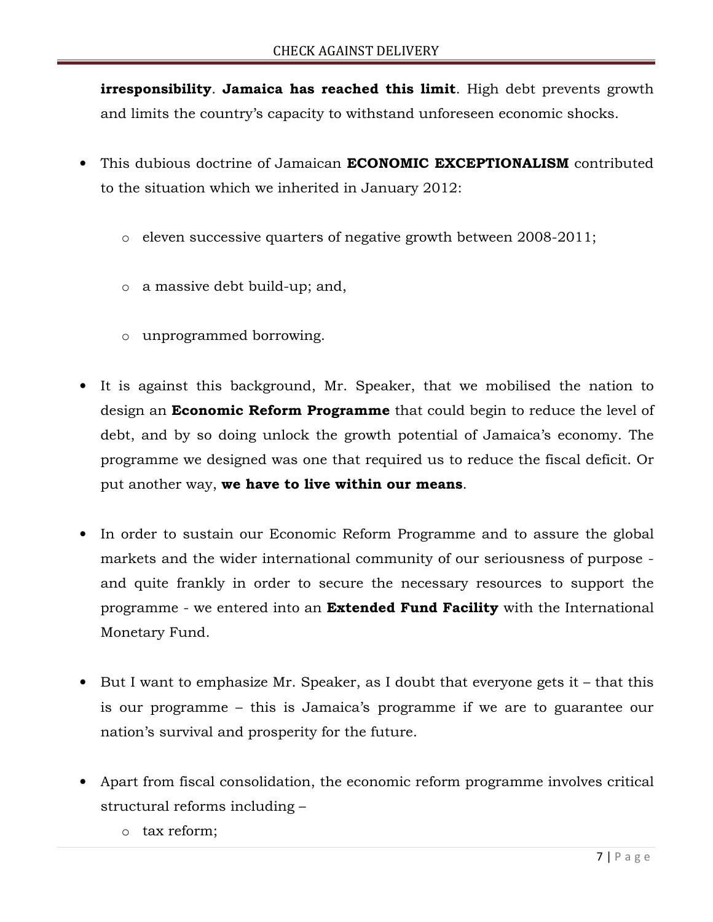**irresponsibility**. **Jamaica has reached this limit**. High debt prevents growth and limits the country's capacity to withstand unforeseen economic shocks.

- This dubious doctrine of Jamaican **ECONOMIC EXCEPTIONALISM** contributed to the situation which we inherited in January 2012:

  - eleven successive quarters of negative growth between 2008-2011;

  - a massive debt build-up; and,

  - unprogrammed borrowing.

- It is against this background, Mr. Speaker, that we mobilised the nation to design an **Economic Reform Programme** that could begin to reduce the level of debt, and by so doing unlock the growth potential of Jamaica's economy. The programme we designed was one that required us to reduce the fiscal deficit. Or put another way, **we have to live within our means**.

- In order to sustain our Economic Reform Programme and to assure the global markets and the wider international community of our seriousness of purpose - and quite frankly in order to secure the necessary resources to support the programme - we entered into an **Extended Fund Facility** with the International Monetary Fund.

- But I want to emphasize Mr. Speaker, as I doubt that everyone gets it – that this is our programme – this is Jamaica's programme if we are to guarantee our nation's survival and prosperity for the future.

- Apart from fiscal consolidation, the economic reform programme involves critical structural reforms including –
  - tax reform;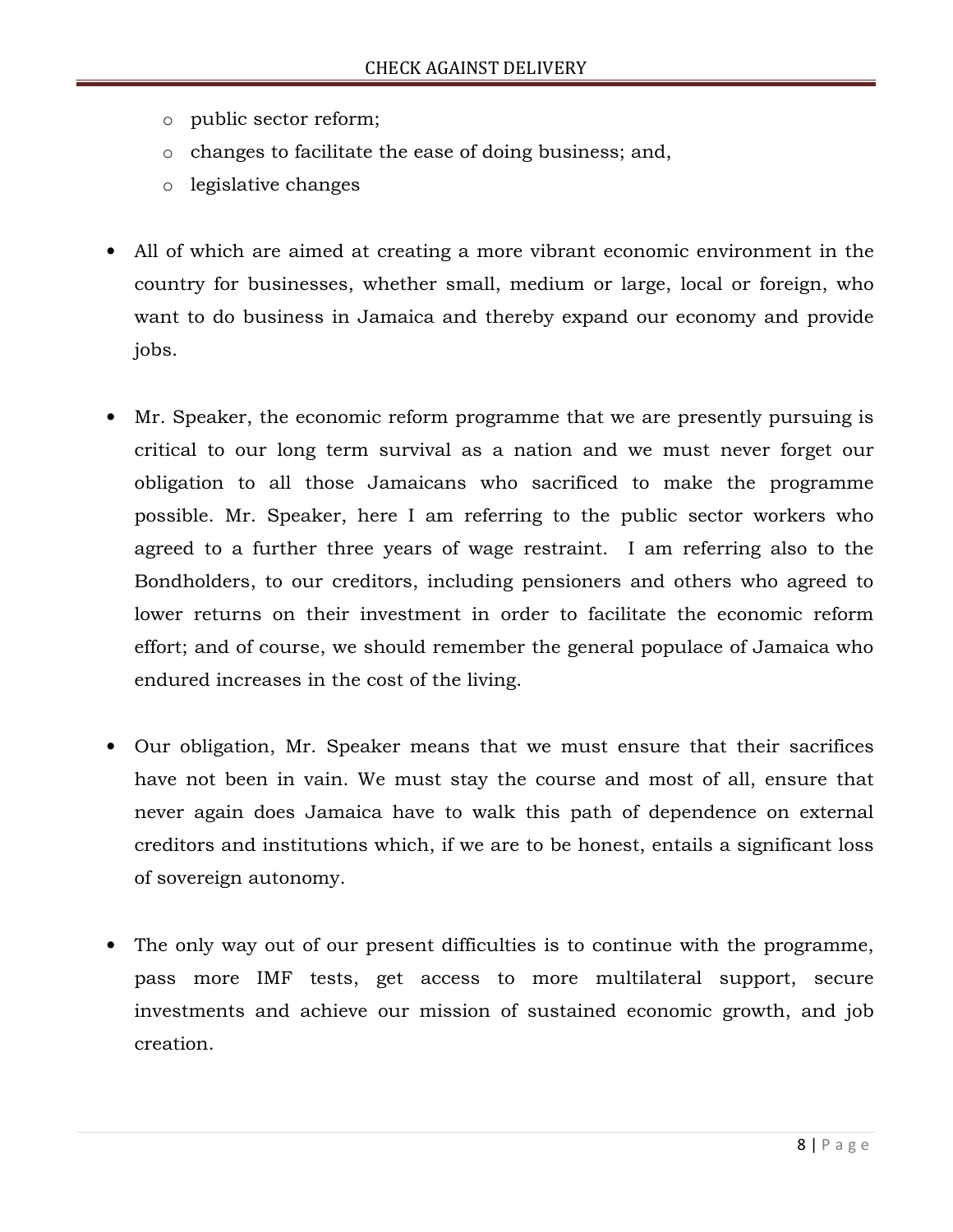- public sector reform;
- changes to facilitate the ease of doing business; and,
- legislative changes

- All of which are aimed at creating a more vibrant economic environment in the country for businesses, whether small, medium or large, local or foreign, who want to do business in Jamaica and thereby expand our economy and provide jobs.

- Mr. Speaker, the economic reform programme that we are presently pursuing is critical to our long term survival as a nation and we must never forget our obligation to all those Jamaicans who sacrificed to make the programme possible. Mr. Speaker, here I am referring to the public sector workers who agreed to a further three years of wage restraint. I am referring also to the Bondholders, to our creditors, including pensioners and others who agreed to lower returns on their investment in order to facilitate the economic reform effort; and of course, we should remember the general populace of Jamaica who endured increases in the cost of the living.

- Our obligation, Mr. Speaker means that we must ensure that their sacrifices have not been in vain. We must stay the course and most of all, ensure that never again does Jamaica have to walk this path of dependence on external creditors and institutions which, if we are to be honest, entails a significant loss of sovereign autonomy.

- The only way out of our present difficulties is to continue with the programme, pass more IMF tests, get access to more multilateral support, secure investments and achieve our mission of sustained economic growth, and job creation.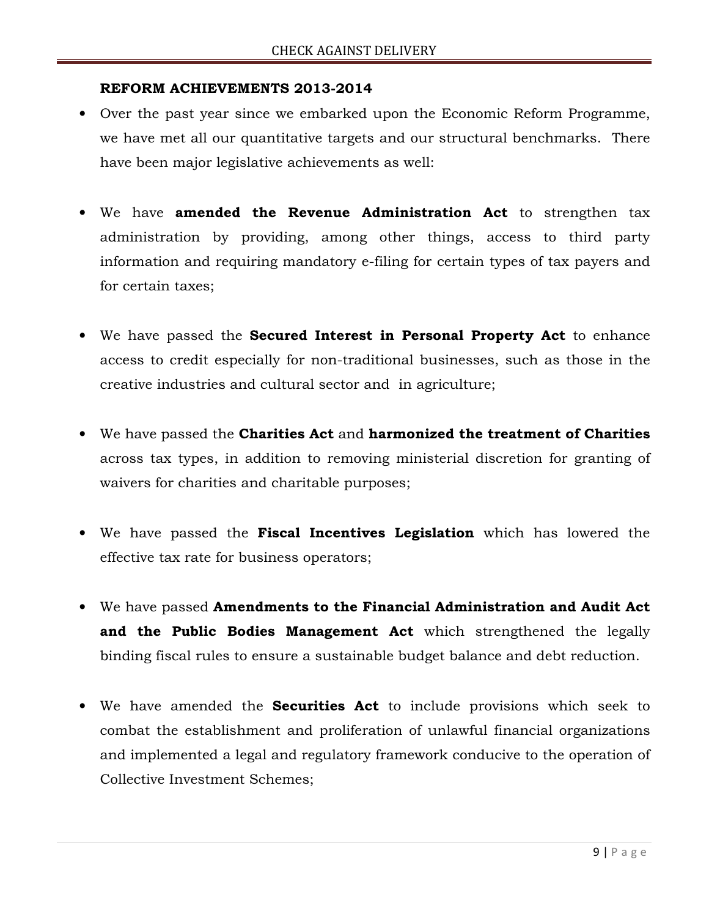**REFORM ACHIEVEMENTS 2013-2014**

- Over the past year since we embarked upon the Economic Reform Programme, we have met all our quantitative targets and our structural benchmarks. There have been major legislative achievements as well:

- We have **amended the Revenue Administration Act** to strengthen tax administration by providing, among other things, access to third party information and requiring mandatory e-filing for certain types of tax payers and for certain taxes;

- We have passed the **Secured Interest in Personal Property Act** to enhance access to credit especially for non-traditional businesses, such as those in the creative industries and cultural sector and in agriculture;

- We have passed the **Charities Act** and **harmonized the treatment of Charities** across tax types, in addition to removing ministerial discretion for granting of waivers for charities and charitable purposes;

- We have passed the **Fiscal Incentives Legislation** which has lowered the effective tax rate for business operators;

- We have passed **Amendments to the Financial Administration and Audit Act and the Public Bodies Management Act** which strengthened the legally binding fiscal rules to ensure a sustainable budget balance and debt reduction.

- We have amended the **Securities Act** to include provisions which seek to combat the establishment and proliferation of unlawful financial organizations and implemented a legal and regulatory framework conducive to the operation of Collective Investment Schemes;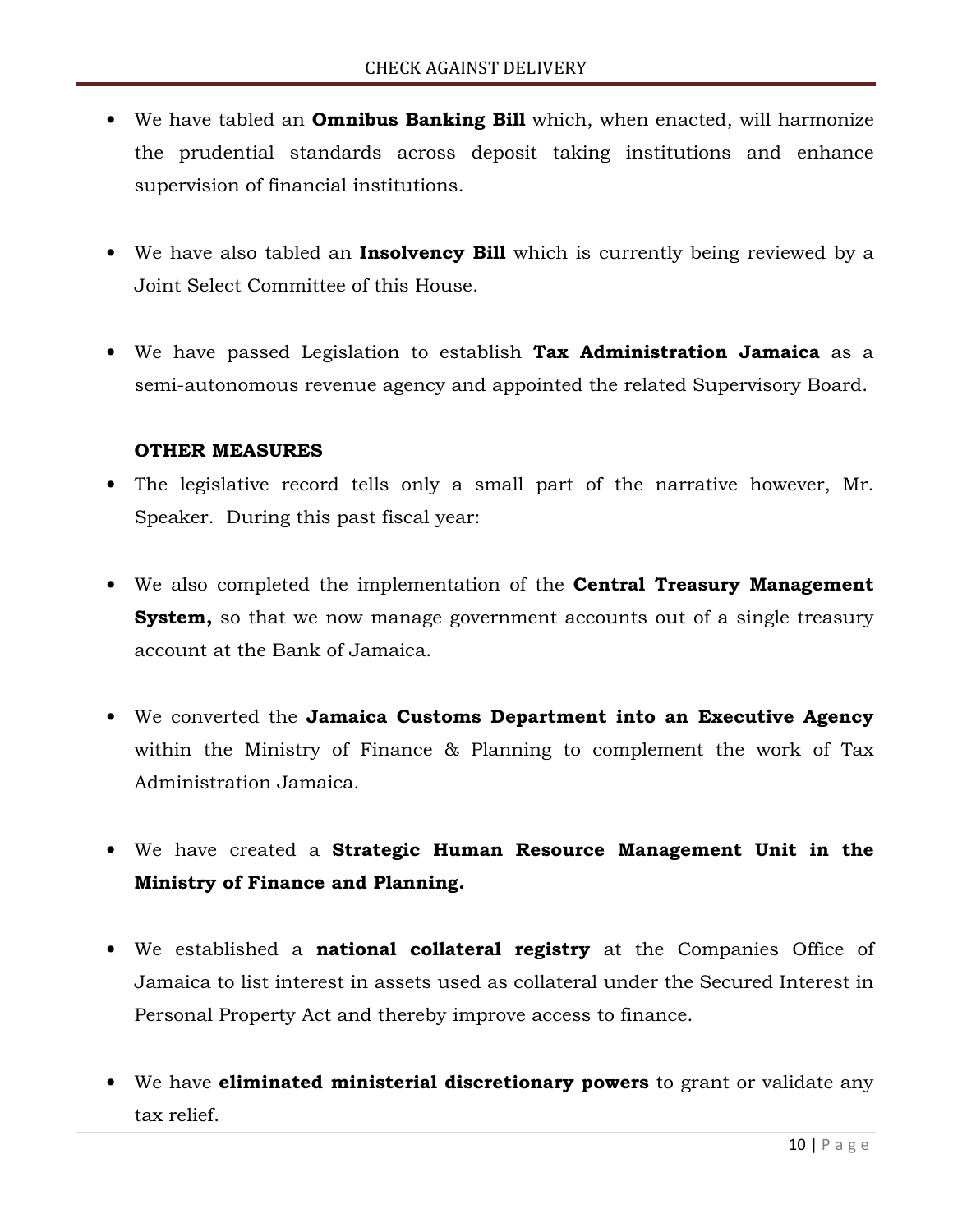- We have tabled an **Omnibus Banking Bill** which, when enacted, will harmonize the prudential standards across deposit taking institutions and enhance supervision of financial institutions.

- We have also tabled an **Insolvency Bill** which is currently being reviewed by a Joint Select Committee of this House.

- We have passed Legislation to establish **Tax Administration Jamaica** as a semi-autonomous revenue agency and appointed the related Supervisory Board.

**OTHER MEASURES**

- The legislative record tells only a small part of the narrative however, Mr. Speaker. During this past fiscal year:

- We also completed the implementation of the **Central Treasury Management System,** so that we now manage government accounts out of a single treasury account at the Bank of Jamaica.

- We converted the **Jamaica Customs Department into an Executive Agency** within the Ministry of Finance & Planning to complement the work of Tax Administration Jamaica.

- We have created a **Strategic Human Resource Management Unit in the Ministry of Finance and Planning.**

- We established a **national collateral registry** at the Companies Office of Jamaica to list interest in assets used as collateral under the Secured Interest in Personal Property Act and thereby improve access to finance.

- We have **eliminated ministerial discretionary powers** to grant or validate any tax relief.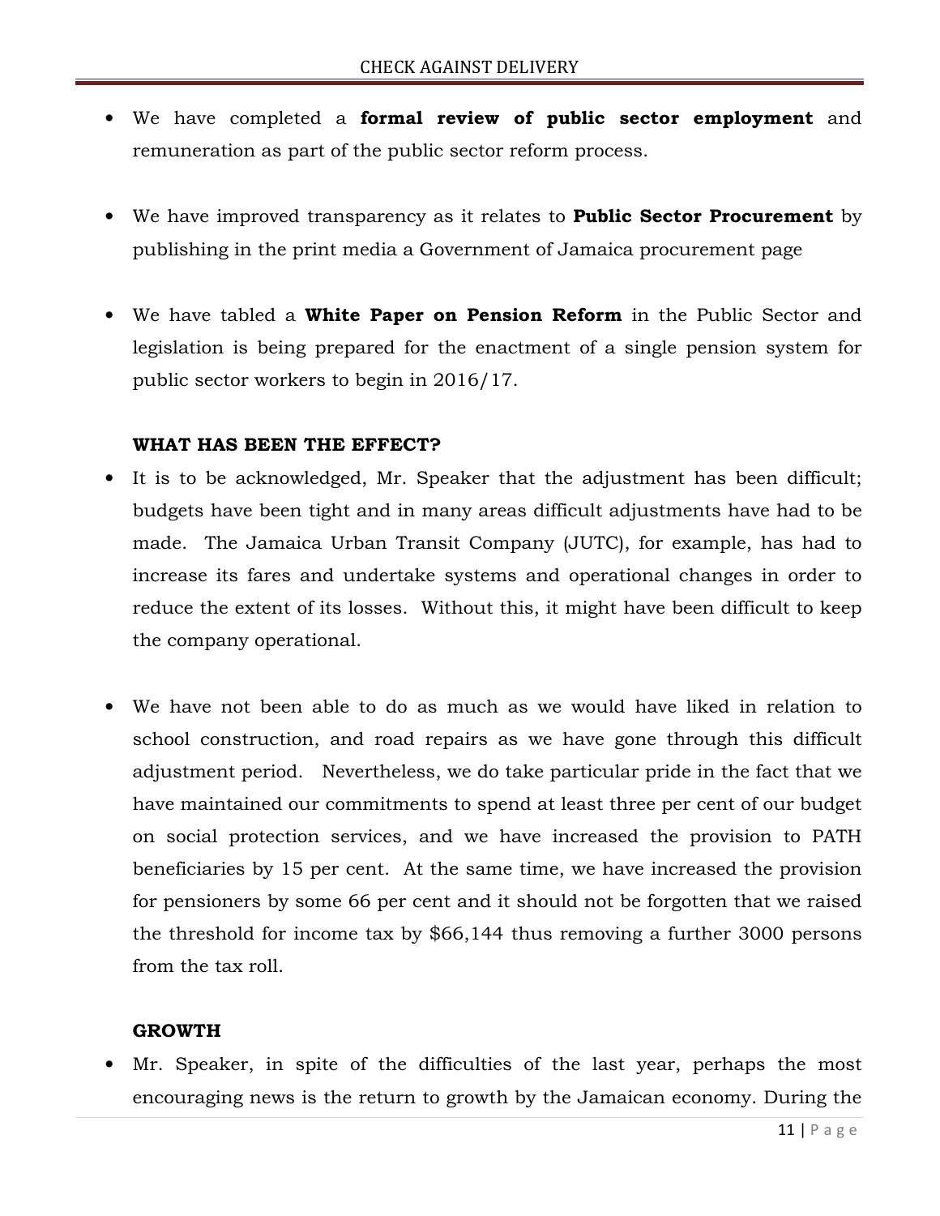- We have completed a **formal review of public sector employment** and remuneration as part of the public sector reform process.

- We have improved transparency as it relates to **Public Sector Procurement** by publishing in the print media a Government of Jamaica procurement page

- We have tabled a **White Paper on Pension Reform** in the Public Sector and legislation is being prepared for the enactment of a single pension system for public sector workers to begin in 2016/17.

**WHAT HAS BEEN THE EFFECT?**

- It is to be acknowledged, Mr. Speaker that the adjustment has been difficult; budgets have been tight and in many areas difficult adjustments have had to be made. The Jamaica Urban Transit Company (JUTC), for example, has had to increase its fares and undertake systems and operational changes in order to reduce the extent of its losses. Without this, it might have been difficult to keep the company operational.

- We have not been able to do as much as we would have liked in relation to school construction, and road repairs as we have gone through this difficult adjustment period. Nevertheless, we do take particular pride in the fact that we have maintained our commitments to spend at least three per cent of our budget on social protection services, and we have increased the provision to PATH beneficiaries by 15 per cent. At the same time, we have increased the provision for pensioners by some 66 per cent and it should not be forgotten that we raised the threshold for income tax by $66,144 thus removing a further 3000 persons from the tax roll.

**GROWTH**

- Mr. Speaker, in spite of the difficulties of the last year, perhaps the most encouraging news is the return to growth by the Jamaican economy. During the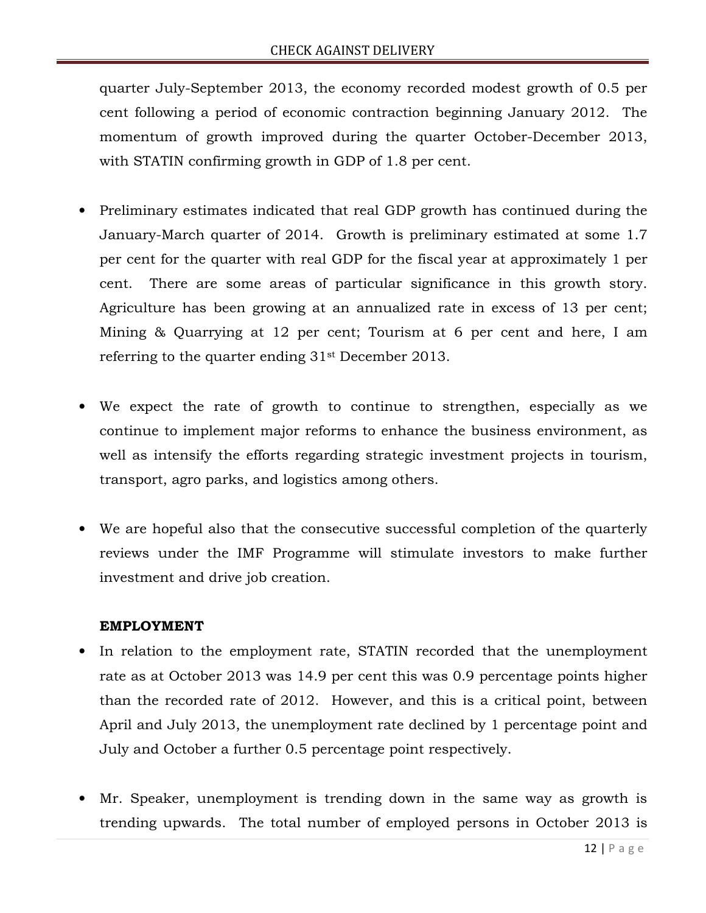quarter July-September 2013, the economy recorded modest growth of 0.5 per cent following a period of economic contraction beginning January 2012. The momentum of growth improved during the quarter October-December 2013, with STATIN confirming growth in GDP of 1.8 per cent.

- Preliminary estimates indicated that real GDP growth has continued during the January-March quarter of 2014. Growth is preliminary estimated at some 1.7 per cent for the quarter with real GDP for the fiscal year at approximately 1 per cent. There are some areas of particular significance in this growth story. Agriculture has been growing at an annualized rate in excess of 13 per cent; Mining & Quarrying at 12 per cent; Tourism at 6 per cent and here, I am referring to the quarter ending 31st December 2013.

- We expect the rate of growth to continue to strengthen, especially as we continue to implement major reforms to enhance the business environment, as well as intensify the efforts regarding strategic investment projects in tourism, transport, agro parks, and logistics among others.

- We are hopeful also that the consecutive successful completion of the quarterly reviews under the IMF Programme will stimulate investors to make further investment and drive job creation.

**EMPLOYMENT**

- In relation to the employment rate, STATIN recorded that the unemployment rate as at October 2013 was 14.9 per cent this was 0.9 percentage points higher than the recorded rate of 2012. However, and this is a critical point, between April and July 2013, the unemployment rate declined by 1 percentage point and July and October a further 0.5 percentage point respectively.

- Mr. Speaker, unemployment is trending down in the same way as growth is trending upwards. The total number of employed persons in October 2013 is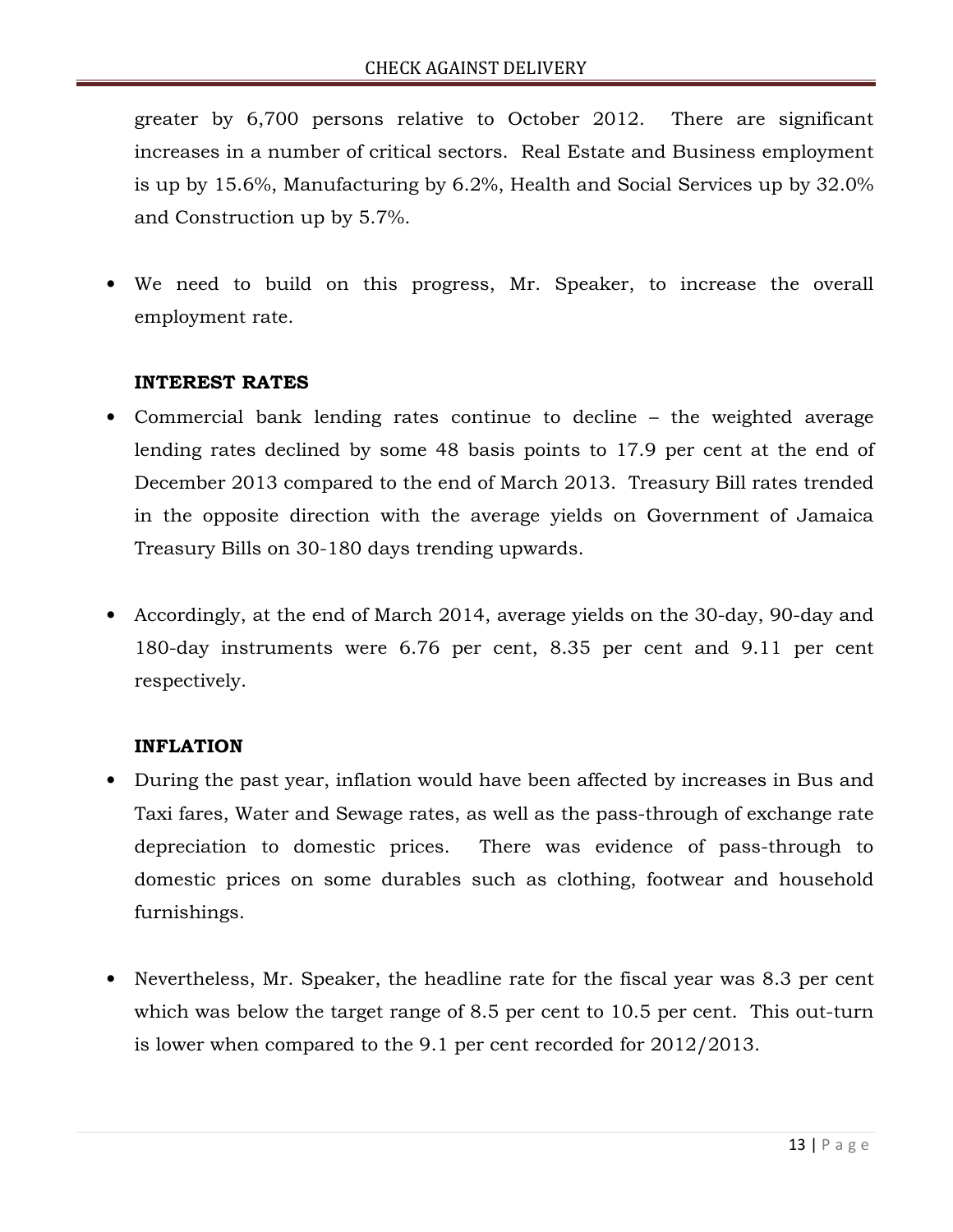greater by 6,700 persons relative to October 2012. There are significant increases in a number of critical sectors. Real Estate and Business employment is up by 15.6%, Manufacturing by 6.2%, Health and Social Services up by 32.0% and Construction up by 5.7%.

- We need to build on this progress, Mr. Speaker, to increase the overall employment rate.

**INTEREST RATES**

- Commercial bank lending rates continue to decline – the weighted average lending rates declined by some 48 basis points to 17.9 per cent at the end of December 2013 compared to the end of March 2013. Treasury Bill rates trended in the opposite direction with the average yields on Government of Jamaica Treasury Bills on 30-180 days trending upwards.

- Accordingly, at the end of March 2014, average yields on the 30-day, 90-day and 180-day instruments were 6.76 per cent, 8.35 per cent and 9.11 per cent respectively.

**INFLATION**

- During the past year, inflation would have been affected by increases in Bus and Taxi fares, Water and Sewage rates, as well as the pass-through of exchange rate depreciation to domestic prices. There was evidence of pass-through to domestic prices on some durables such as clothing, footwear and household furnishings.

- Nevertheless, Mr. Speaker, the headline rate for the fiscal year was 8.3 per cent which was below the target range of 8.5 per cent to 10.5 per cent. This out-turn is lower when compared to the 9.1 per cent recorded for 2012/2013.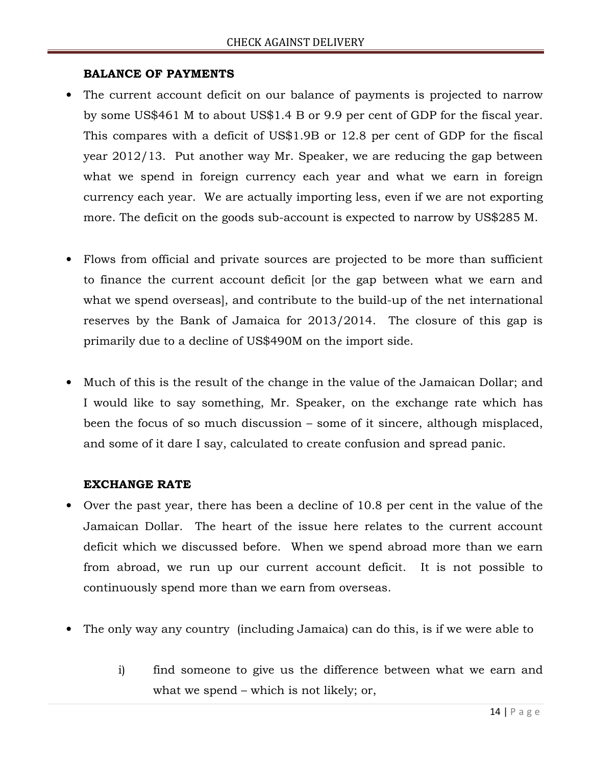**BALANCE OF PAYMENTS**

- The current account deficit on our balance of payments is projected to narrow by some US$461 M to about US$1.4 B or 9.9 per cent of GDP for the fiscal year. This compares with a deficit of US$1.9B or 12.8 per cent of GDP for the fiscal year 2012/13. Put another way Mr. Speaker, we are reducing the gap between what we spend in foreign currency each year and what we earn in foreign currency each year. We are actually importing less, even if we are not exporting more. The deficit on the goods sub-account is expected to narrow by US$285 M.

- Flows from official and private sources are projected to be more than sufficient to finance the current account deficit [or the gap between what we earn and what we spend overseas], and contribute to the build-up of the net international reserves by the Bank of Jamaica for 2013/2014. The closure of this gap is primarily due to a decline of US$490M on the import side.

- Much of this is the result of the change in the value of the Jamaican Dollar; and I would like to say something, Mr. Speaker, on the exchange rate which has been the focus of so much discussion – some of it sincere, although misplaced, and some of it dare I say, calculated to create confusion and spread panic.

**EXCHANGE RATE**

- Over the past year, there has been a decline of 10.8 per cent in the value of the Jamaican Dollar. The heart of the issue here relates to the current account deficit which we discussed before. When we spend abroad more than we earn from abroad, we run up our current account deficit. It is not possible to continuously spend more than we earn from overseas.

- The only way any country (including Jamaica) can do this, is if we were able to

  i) find someone to give us the difference between what we earn and what we spend – which is not likely; or,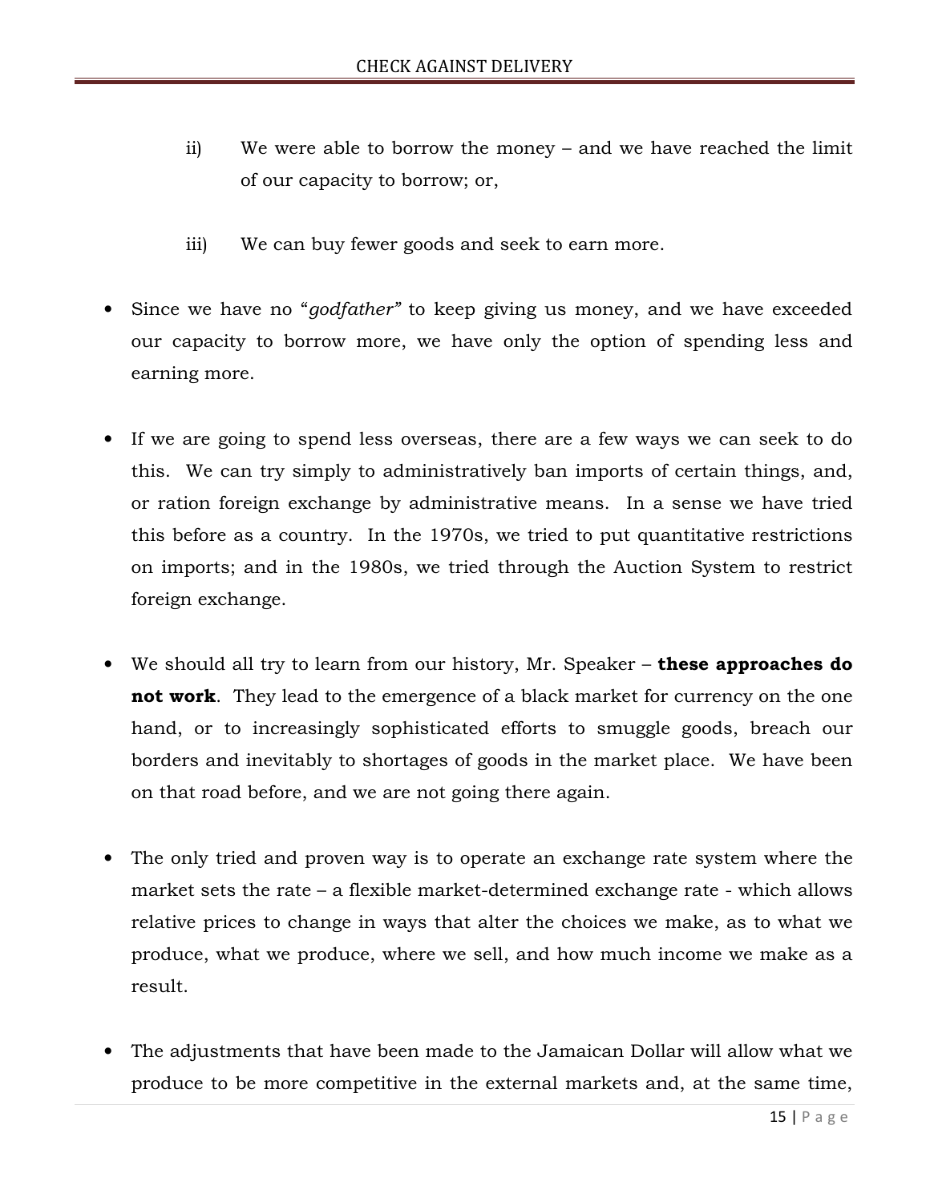ii) We were able to borrow the money – and we have reached the limit of our capacity to borrow; or,

iii) We can buy fewer goods and seek to earn more.

- Since we have no "*godfather"* to keep giving us money, and we have exceeded our capacity to borrow more, we have only the option of spending less and earning more.

- If we are going to spend less overseas, there are a few ways we can seek to do this. We can try simply to administratively ban imports of certain things, and, or ration foreign exchange by administrative means. In a sense we have tried this before as a country. In the 1970s, we tried to put quantitative restrictions on imports; and in the 1980s, we tried through the Auction System to restrict foreign exchange.

- We should all try to learn from our history, Mr. Speaker – **these approaches do not work**. They lead to the emergence of a black market for currency on the one hand, or to increasingly sophisticated efforts to smuggle goods, breach our borders and inevitably to shortages of goods in the market place. We have been on that road before, and we are not going there again.

- The only tried and proven way is to operate an exchange rate system where the market sets the rate – a flexible market-determined exchange rate - which allows relative prices to change in ways that alter the choices we make, as to what we produce, what we produce, where we sell, and how much income we make as a result.

- The adjustments that have been made to the Jamaican Dollar will allow what we produce to be more competitive in the external markets and, at the same time,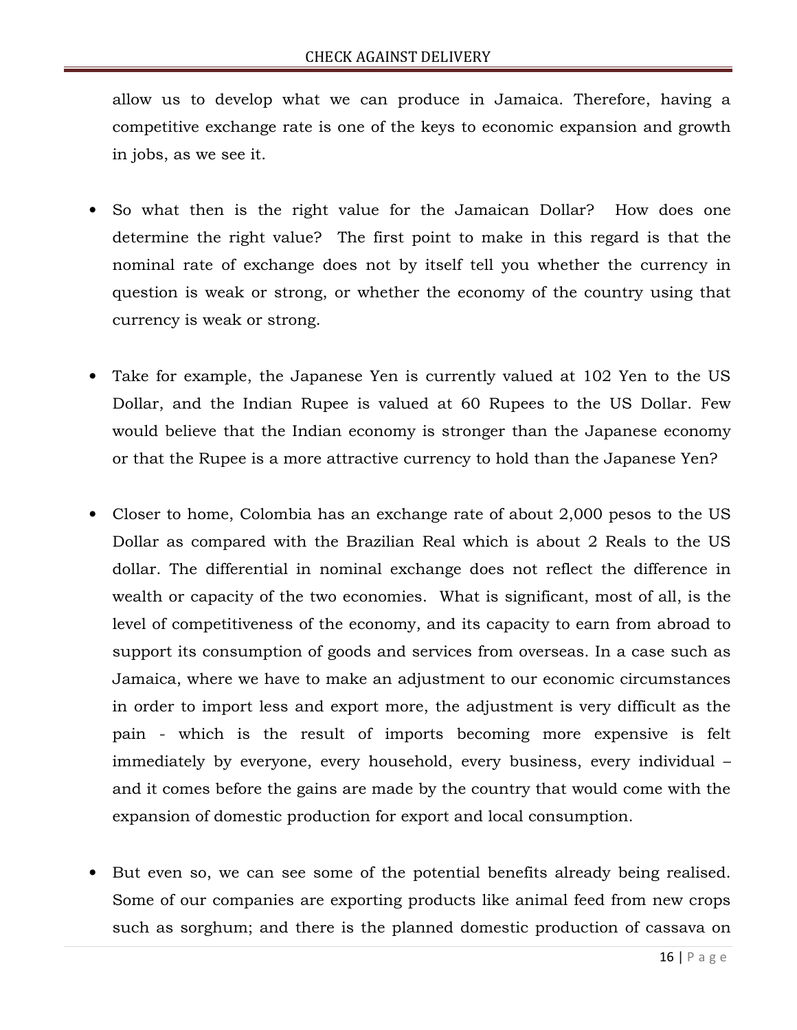allow us to develop what we can produce in Jamaica. Therefore, having a competitive exchange rate is one of the keys to economic expansion and growth in jobs, as we see it.

- So what then is the right value for the Jamaican Dollar? How does one determine the right value? The first point to make in this regard is that the nominal rate of exchange does not by itself tell you whether the currency in question is weak or strong, or whether the economy of the country using that currency is weak or strong.

- Take for example, the Japanese Yen is currently valued at 102 Yen to the US Dollar, and the Indian Rupee is valued at 60 Rupees to the US Dollar. Few would believe that the Indian economy is stronger than the Japanese economy or that the Rupee is a more attractive currency to hold than the Japanese Yen?

- Closer to home, Colombia has an exchange rate of about 2,000 pesos to the US Dollar as compared with the Brazilian Real which is about 2 Reals to the US dollar. The differential in nominal exchange does not reflect the difference in wealth or capacity of the two economies. What is significant, most of all, is the level of competitiveness of the economy, and its capacity to earn from abroad to support its consumption of goods and services from overseas. In a case such as Jamaica, where we have to make an adjustment to our economic circumstances in order to import less and export more, the adjustment is very difficult as the pain - which is the result of imports becoming more expensive is felt immediately by everyone, every household, every business, every individual – and it comes before the gains are made by the country that would come with the expansion of domestic production for export and local consumption.

- But even so, we can see some of the potential benefits already being realised. Some of our companies are exporting products like animal feed from new crops such as sorghum; and there is the planned domestic production of cassava on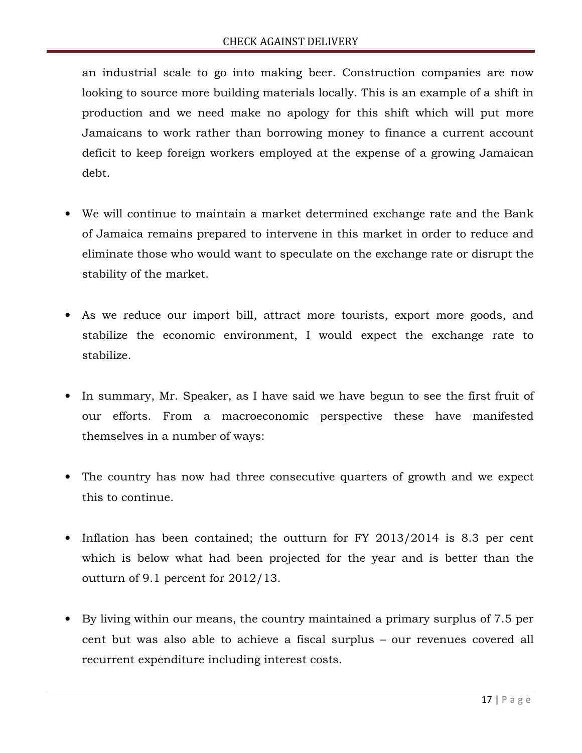an industrial scale to go into making beer. Construction companies are now looking to source more building materials locally. This is an example of a shift in production and we need make no apology for this shift which will put more Jamaicans to work rather than borrowing money to finance a current account deficit to keep foreign workers employed at the expense of a growing Jamaican debt.

- We will continue to maintain a market determined exchange rate and the Bank of Jamaica remains prepared to intervene in this market in order to reduce and eliminate those who would want to speculate on the exchange rate or disrupt the stability of the market.

- As we reduce our import bill, attract more tourists, export more goods, and stabilize the economic environment, I would expect the exchange rate to stabilize.

- In summary, Mr. Speaker, as I have said we have begun to see the first fruit of our efforts. From a macroeconomic perspective these have manifested themselves in a number of ways:

- The country has now had three consecutive quarters of growth and we expect this to continue.

- Inflation has been contained; the outturn for FY 2013/2014 is 8.3 per cent which is below what had been projected for the year and is better than the outturn of 9.1 percent for 2012/13.

- By living within our means, the country maintained a primary surplus of 7.5 per cent but was also able to achieve a fiscal surplus – our revenues covered all recurrent expenditure including interest costs.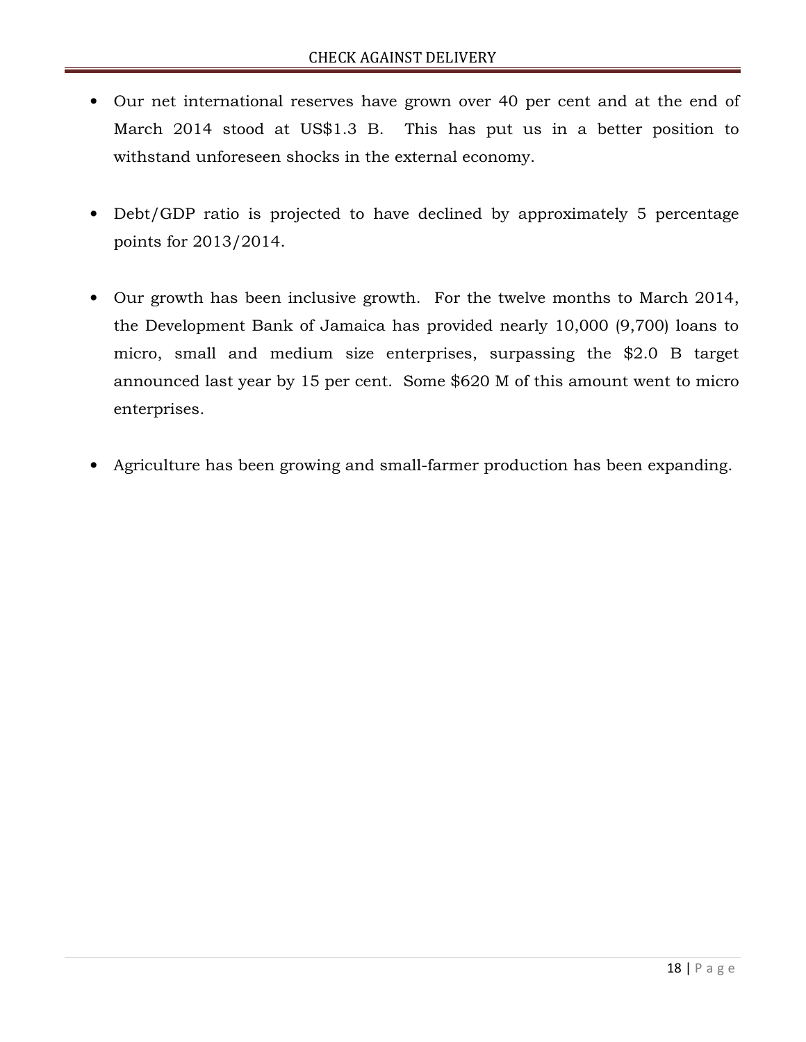- Our net international reserves have grown over 40 per cent and at the end of March 2014 stood at US$1.3 B. This has put us in a better position to withstand unforeseen shocks in the external economy.

- Debt/GDP ratio is projected to have declined by approximately 5 percentage points for 2013/2014.

- Our growth has been inclusive growth. For the twelve months to March 2014, the Development Bank of Jamaica has provided nearly 10,000 (9,700) loans to micro, small and medium size enterprises, surpassing the $2.0 B target announced last year by 15 per cent. Some $620 M of this amount went to micro enterprises.

- Agriculture has been growing and small-farmer production has been expanding.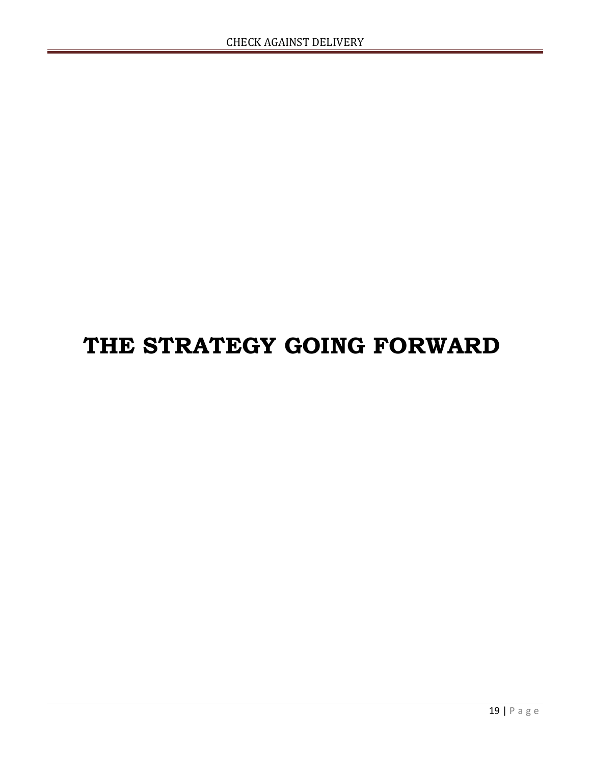# THE STRATEGY GOING FORWARD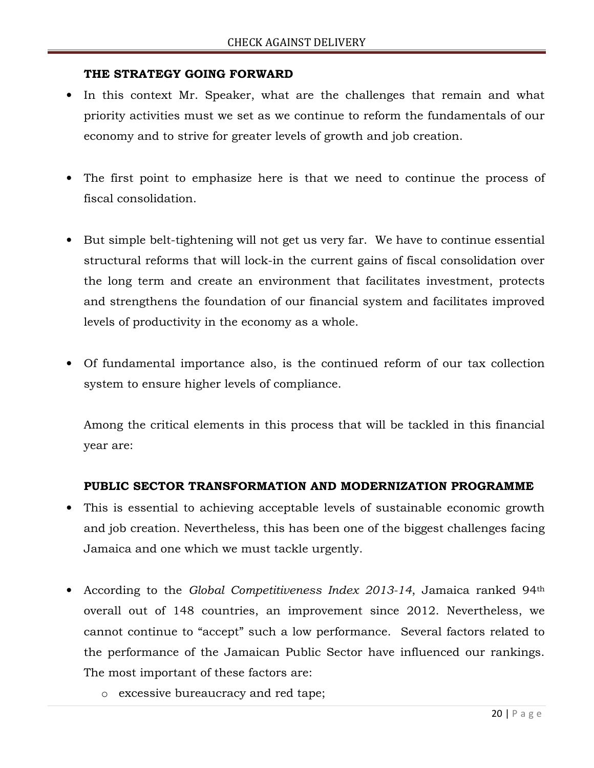### THE STRATEGY GOING FORWARD

- In this context Mr. Speaker, what are the challenges that remain and what priority activities must we set as we continue to reform the fundamentals of our economy and to strive for greater levels of growth and job creation.

- The first point to emphasize here is that we need to continue the process of fiscal consolidation.

- But simple belt-tightening will not get us very far. We have to continue essential structural reforms that will lock-in the current gains of fiscal consolidation over the long term and create an environment that facilitates investment, protects and strengthens the foundation of our financial system and facilitates improved levels of productivity in the economy as a whole.

- Of fundamental importance also, is the continued reform of our tax collection system to ensure higher levels of compliance.

  Among the critical elements in this process that will be tackled in this financial year are:

### PUBLIC SECTOR TRANSFORMATION AND MODERNIZATION PROGRAMME

- This is essential to achieving acceptable levels of sustainable economic growth and job creation. Nevertheless, this has been one of the biggest challenges facing Jamaica and one which we must tackle urgently.

- According to the *Global Competitiveness Index 2013-14*, Jamaica ranked 94th overall out of 148 countries, an improvement since 2012. Nevertheless, we cannot continue to "accept" such a low performance. Several factors related to the performance of the Jamaican Public Sector have influenced our rankings. The most important of these factors are:
  - excessive bureaucracy and red tape;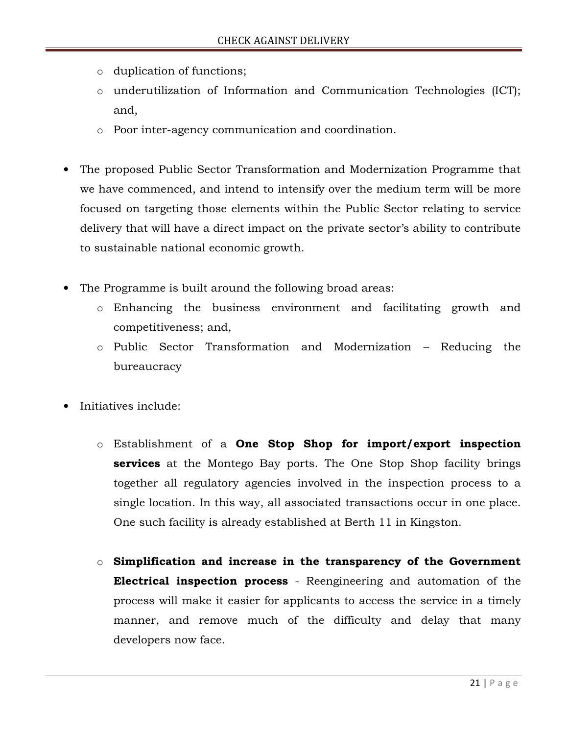- duplication of functions;
  - underutilization of Information and Communication Technologies (ICT); and,
  - Poor inter-agency communication and coordination.

- The proposed Public Sector Transformation and Modernization Programme that we have commenced, and intend to intensify over the medium term will be more focused on targeting those elements within the Public Sector relating to service delivery that will have a direct impact on the private sector's ability to contribute to sustainable national economic growth.

- The Programme is built around the following broad areas:
  - Enhancing the business environment and facilitating growth and competitiveness; and,
  - Public Sector Transformation and Modernization – Reducing the bureaucracy

- Initiatives include:

  - Establishment of a **One Stop Shop for import/export inspection services** at the Montego Bay ports. The One Stop Shop facility brings together all regulatory agencies involved in the inspection process to a single location. In this way, all associated transactions occur in one place. One such facility is already established at Berth 11 in Kingston.

  - **Simplification and increase in the transparency of the Government Electrical inspection process** - Reengineering and automation of the process will make it easier for applicants to access the service in a timely manner, and remove much of the difficulty and delay that many developers now face.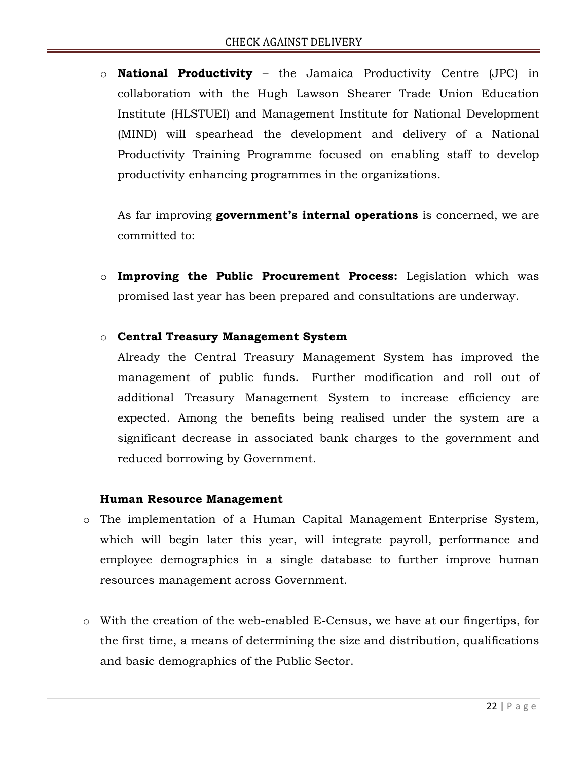- **National Productivity** – the Jamaica Productivity Centre (JPC) in collaboration with the Hugh Lawson Shearer Trade Union Education Institute (HLSTUEI) and Management Institute for National Development (MIND) will spearhead the development and delivery of a National Productivity Training Programme focused on enabling staff to develop productivity enhancing programmes in the organizations.

  As far improving **government's internal operations** is concerned, we are committed to:

- **Improving the Public Procurement Process:** Legislation which was promised last year has been prepared and consultations are underway.

- **Central Treasury Management System**

  Already the Central Treasury Management System has improved the management of public funds. Further modification and roll out of additional Treasury Management System to increase efficiency are expected. Among the benefits being realised under the system are a significant decrease in associated bank charges to the government and reduced borrowing by Government.

**Human Resource Management**

- The implementation of a Human Capital Management Enterprise System, which will begin later this year, will integrate payroll, performance and employee demographics in a single database to further improve human resources management across Government.

- With the creation of the web-enabled E-Census, we have at our fingertips, for the first time, a means of determining the size and distribution, qualifications and basic demographics of the Public Sector.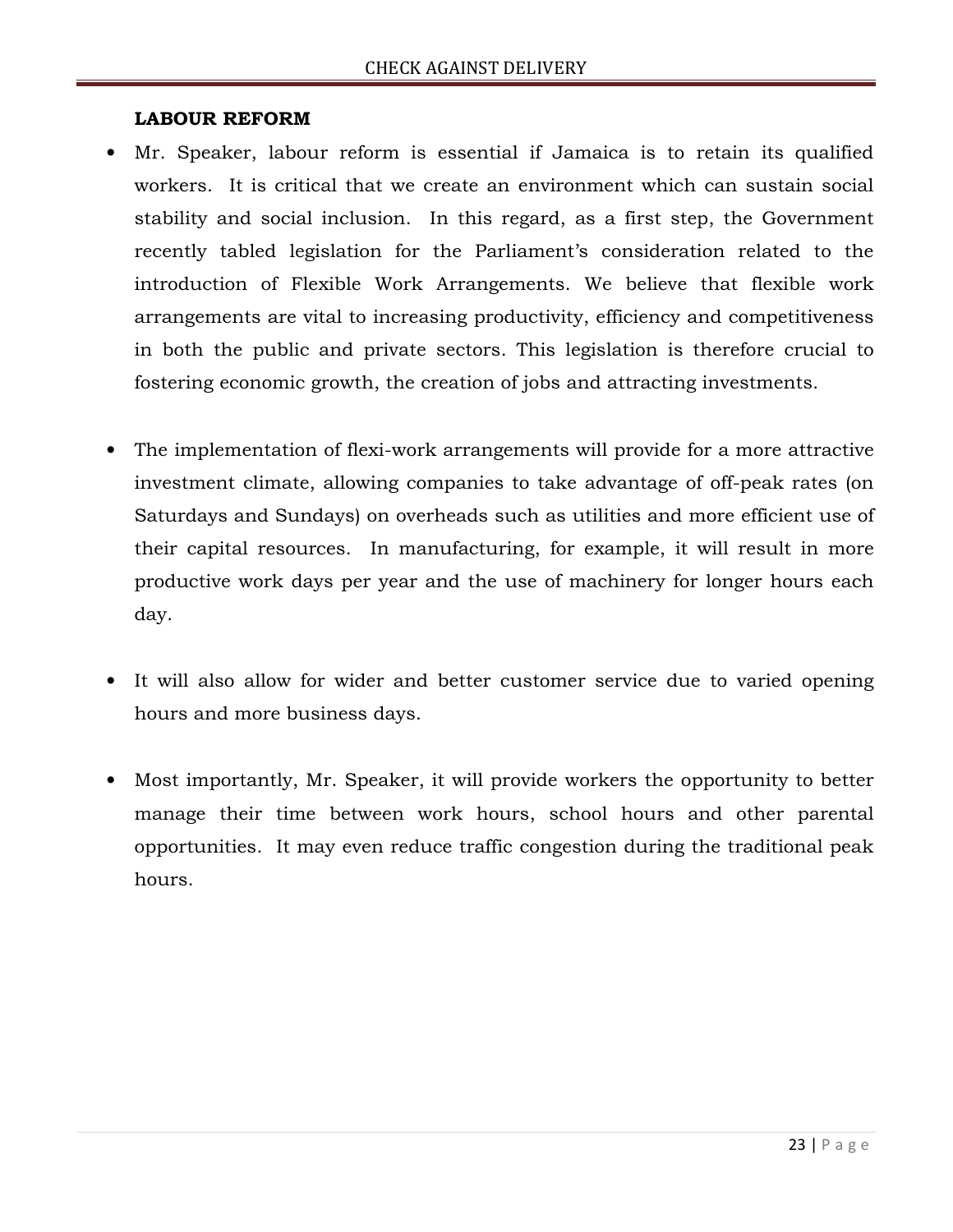**LABOUR REFORM**

- Mr. Speaker, labour reform is essential if Jamaica is to retain its qualified workers. It is critical that we create an environment which can sustain social stability and social inclusion. In this regard, as a first step, the Government recently tabled legislation for the Parliament's consideration related to the introduction of Flexible Work Arrangements. We believe that flexible work arrangements are vital to increasing productivity, efficiency and competitiveness in both the public and private sectors. This legislation is therefore crucial to fostering economic growth, the creation of jobs and attracting investments.

- The implementation of flexi-work arrangements will provide for a more attractive investment climate, allowing companies to take advantage of off-peak rates (on Saturdays and Sundays) on overheads such as utilities and more efficient use of their capital resources. In manufacturing, for example, it will result in more productive work days per year and the use of machinery for longer hours each day.

- It will also allow for wider and better customer service due to varied opening hours and more business days.

- Most importantly, Mr. Speaker, it will provide workers the opportunity to better manage their time between work hours, school hours and other parental opportunities. It may even reduce traffic congestion during the traditional peak hours.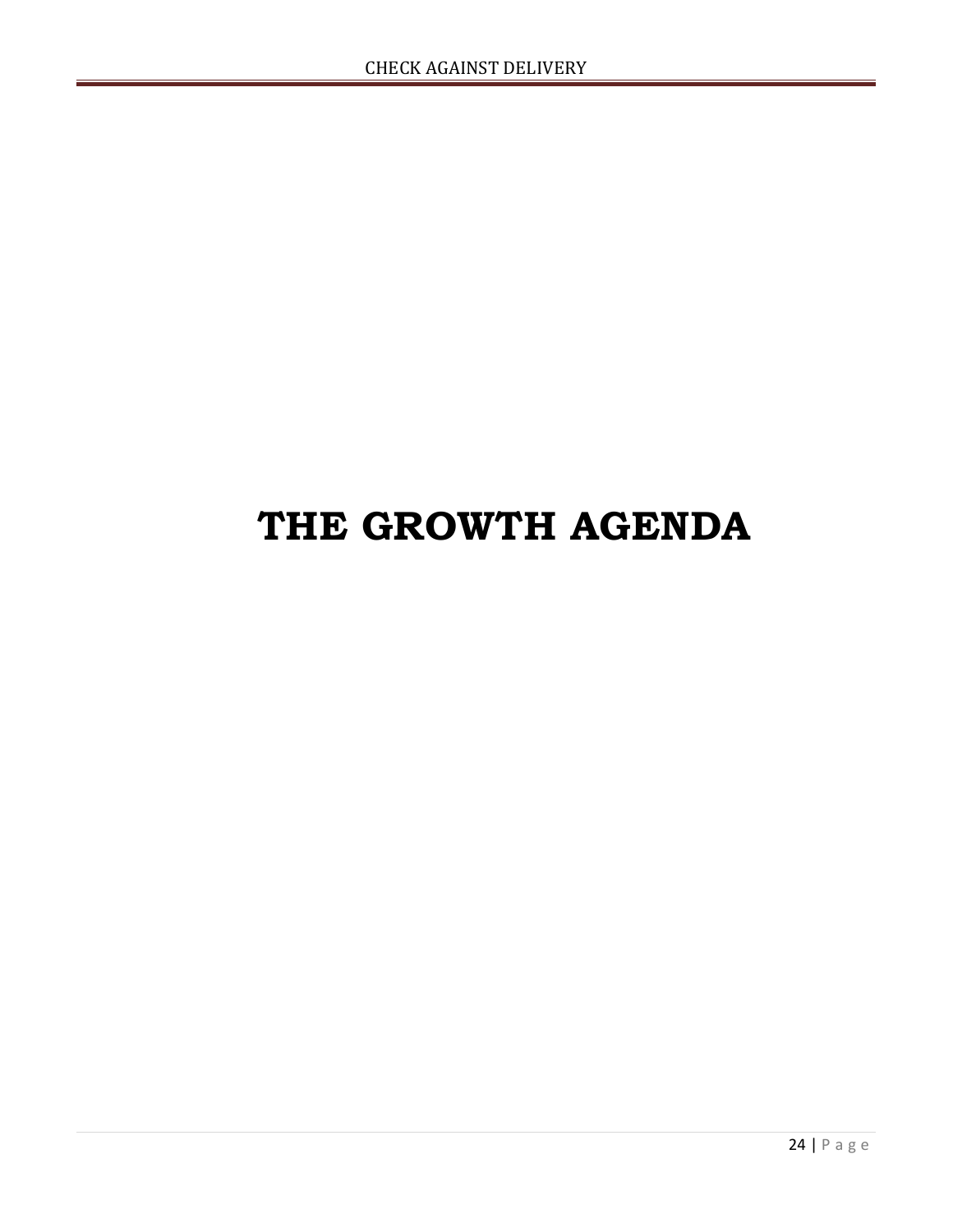# THE GROWTH AGENDA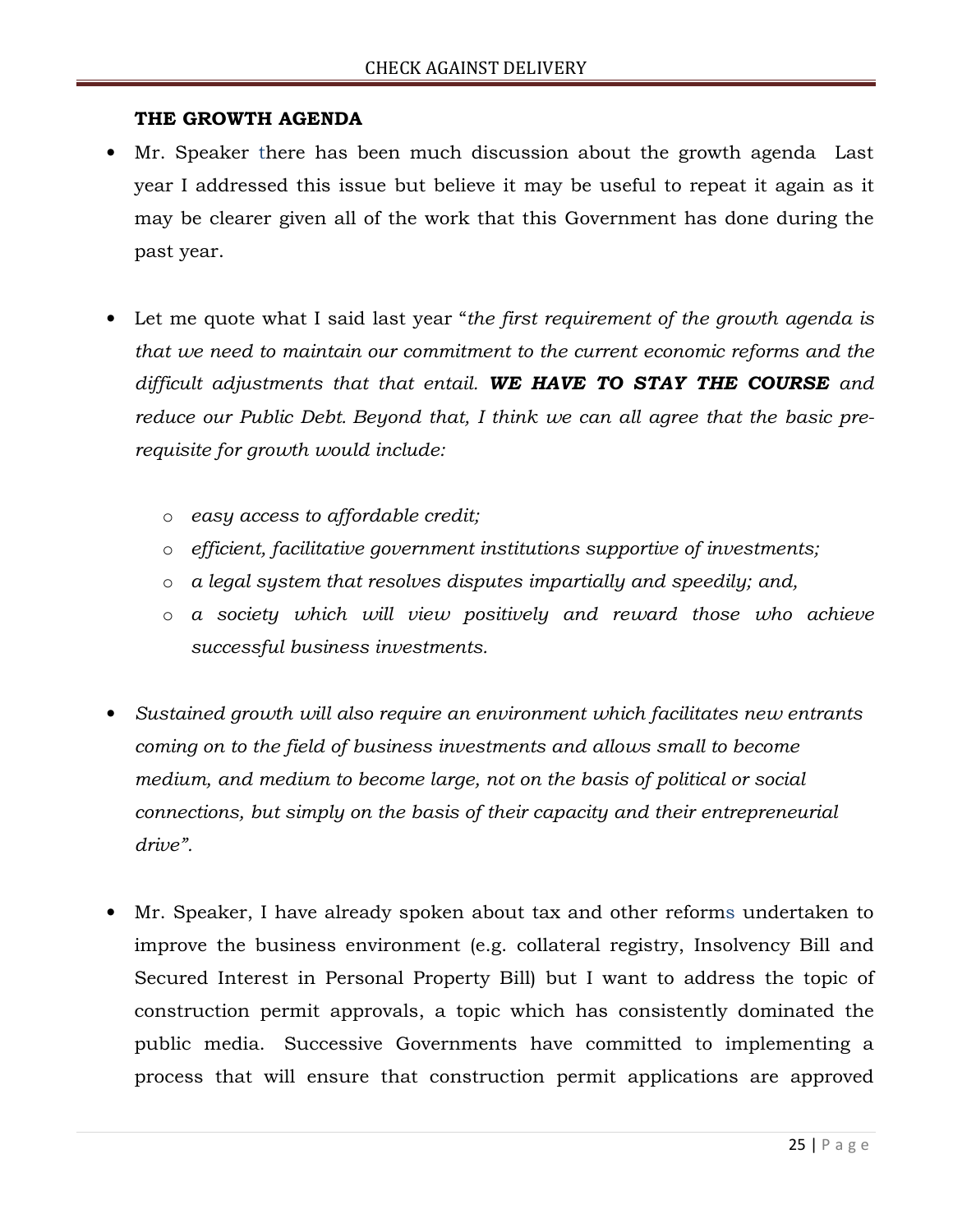### THE GROWTH AGENDA

- Mr. Speaker there has been much discussion about the growth agenda Last year I addressed this issue but believe it may be useful to repeat it again as it may be clearer given all of the work that this Government has done during the past year.

- Let me quote what I said last year "*the first requirement of the growth agenda is that we need to maintain our commitment to the current economic reforms and the difficult adjustments that that entail.* ***WE HAVE TO STAY THE COURSE*** *and reduce our Public Debt. Beyond that, I think we can all agree that the basic pre-requisite for growth would include:*

    - *easy access to affordable credit;*
    - *efficient, facilitative government institutions supportive of investments;*
    - *a legal system that resolves disputes impartially and speedily; and,*
    - *a society which will view positively and reward those who achieve successful business investments.*

- *Sustained growth will also require an environment which facilitates new entrants coming on to the field of business investments and allows small to become medium, and medium to become large, not on the basis of political or social connections, but simply on the basis of their capacity and their entrepreneurial drive".*

- Mr. Speaker, I have already spoken about tax and other reforms undertaken to improve the business environment (e.g. collateral registry, Insolvency Bill and Secured Interest in Personal Property Bill) but I want to address the topic of construction permit approvals, a topic which has consistently dominated the public media. Successive Governments have committed to implementing a process that will ensure that construction permit applications are approved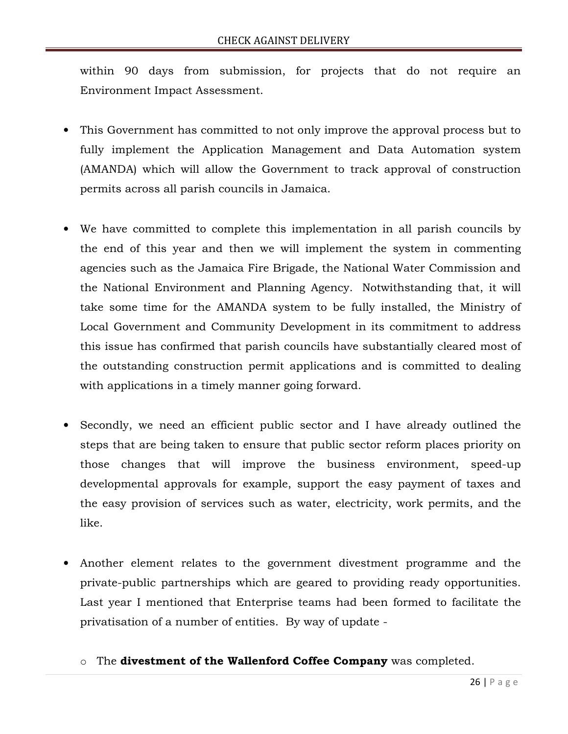within 90 days from submission, for projects that do not require an Environment Impact Assessment.

- This Government has committed to not only improve the approval process but to fully implement the Application Management and Data Automation system (AMANDA) which will allow the Government to track approval of construction permits across all parish councils in Jamaica.

- We have committed to complete this implementation in all parish councils by the end of this year and then we will implement the system in commenting agencies such as the Jamaica Fire Brigade, the National Water Commission and the National Environment and Planning Agency. Notwithstanding that, it will take some time for the AMANDA system to be fully installed, the Ministry of Local Government and Community Development in its commitment to address this issue has confirmed that parish councils have substantially cleared most of the outstanding construction permit applications and is committed to dealing with applications in a timely manner going forward.

- Secondly, we need an efficient public sector and I have already outlined the steps that are being taken to ensure that public sector reform places priority on those changes that will improve the business environment, speed-up developmental approvals for example, support the easy payment of taxes and the easy provision of services such as water, electricity, work permits, and the like.

- Another element relates to the government divestment programme and the private-public partnerships which are geared to providing ready opportunities. Last year I mentioned that Enterprise teams had been formed to facilitate the privatisation of a number of entities. By way of update -

    - The **divestment of the Wallenford Coffee Company** was completed.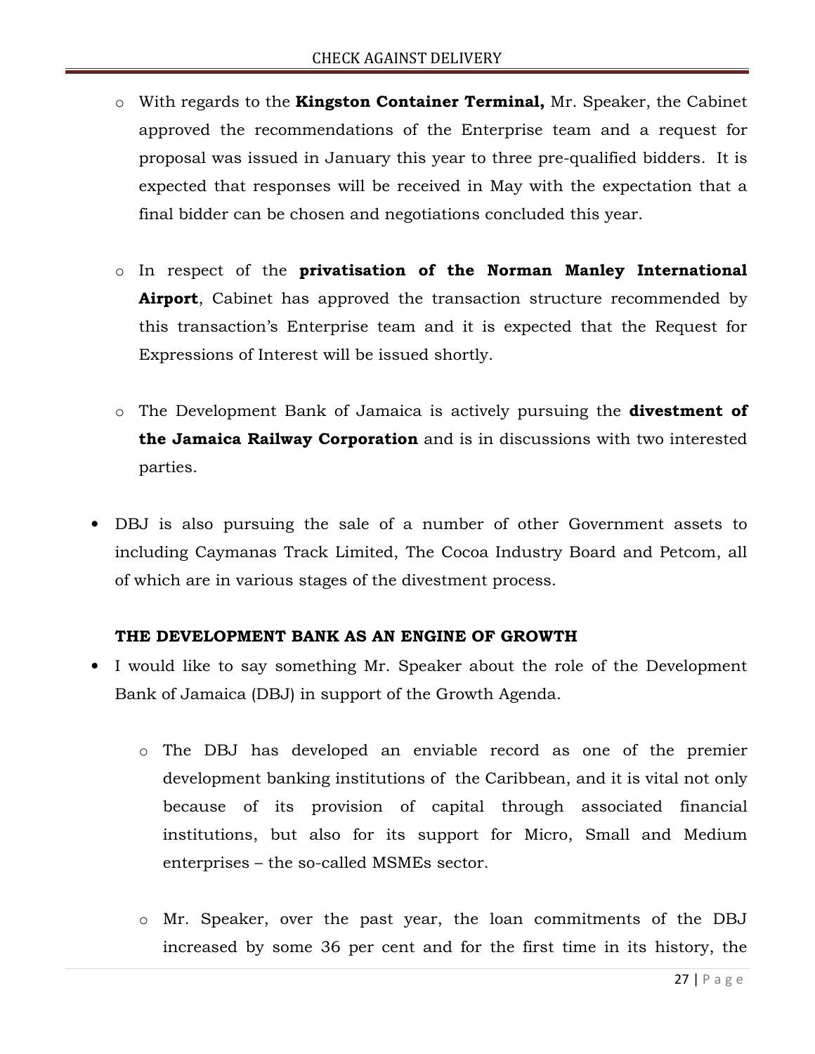- With regards to the **Kingston Container Terminal,** Mr. Speaker, the Cabinet approved the recommendations of the Enterprise team and a request for proposal was issued in January this year to three pre-qualified bidders. It is expected that responses will be received in May with the expectation that a final bidder can be chosen and negotiations concluded this year.

- In respect of the **privatisation of the Norman Manley International Airport**, Cabinet has approved the transaction structure recommended by this transaction's Enterprise team and it is expected that the Request for Expressions of Interest will be issued shortly.

- The Development Bank of Jamaica is actively pursuing the **divestment of the Jamaica Railway Corporation** and is in discussions with two interested parties.

- DBJ is also pursuing the sale of a number of other Government assets to including Caymanas Track Limited, The Cocoa Industry Board and Petcom, all of which are in various stages of the divestment process.

**THE DEVELOPMENT BANK AS AN ENGINE OF GROWTH**

- I would like to say something Mr. Speaker about the role of the Development Bank of Jamaica (DBJ) in support of the Growth Agenda.

  - The DBJ has developed an enviable record as one of the premier development banking institutions of the Caribbean, and it is vital not only because of its provision of capital through associated financial institutions, but also for its support for Micro, Small and Medium enterprises – the so-called MSMEs sector.

  - Mr. Speaker, over the past year, the loan commitments of the DBJ increased by some 36 per cent and for the first time in its history, the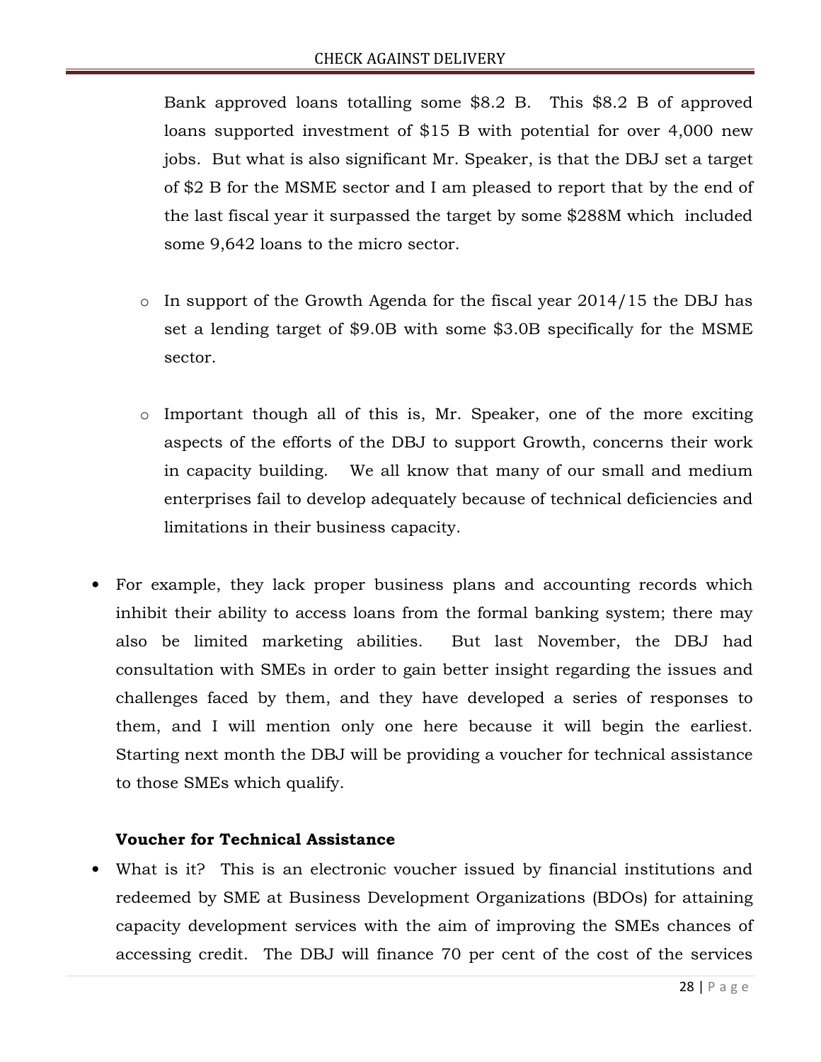Bank approved loans totalling some $8.2 B. This $8.2 B of approved loans supported investment of $15 B with potential for over 4,000 new jobs. But what is also significant Mr. Speaker, is that the DBJ set a target of $2 B for the MSME sector and I am pleased to report that by the end of the last fiscal year it surpassed the target by some $288M which included some 9,642 loans to the micro sector.

  - In support of the Growth Agenda for the fiscal year 2014/15 the DBJ has set a lending target of $9.0B with some $3.0B specifically for the MSME sector.

  - Important though all of this is, Mr. Speaker, one of the more exciting aspects of the efforts of the DBJ to support Growth, concerns their work in capacity building. We all know that many of our small and medium enterprises fail to develop adequately because of technical deficiencies and limitations in their business capacity.

- For example, they lack proper business plans and accounting records which inhibit their ability to access loans from the formal banking system; there may also be limited marketing abilities. But last November, the DBJ had consultation with SMEs in order to gain better insight regarding the issues and challenges faced by them, and they have developed a series of responses to them, and I will mention only one here because it will begin the earliest. Starting next month the DBJ will be providing a voucher for technical assistance to those SMEs which qualify.

**Voucher for Technical Assistance**

- What is it? This is an electronic voucher issued by financial institutions and redeemed by SME at Business Development Organizations (BDOs) for attaining capacity development services with the aim of improving the SMEs chances of accessing credit. The DBJ will finance 70 per cent of the cost of the services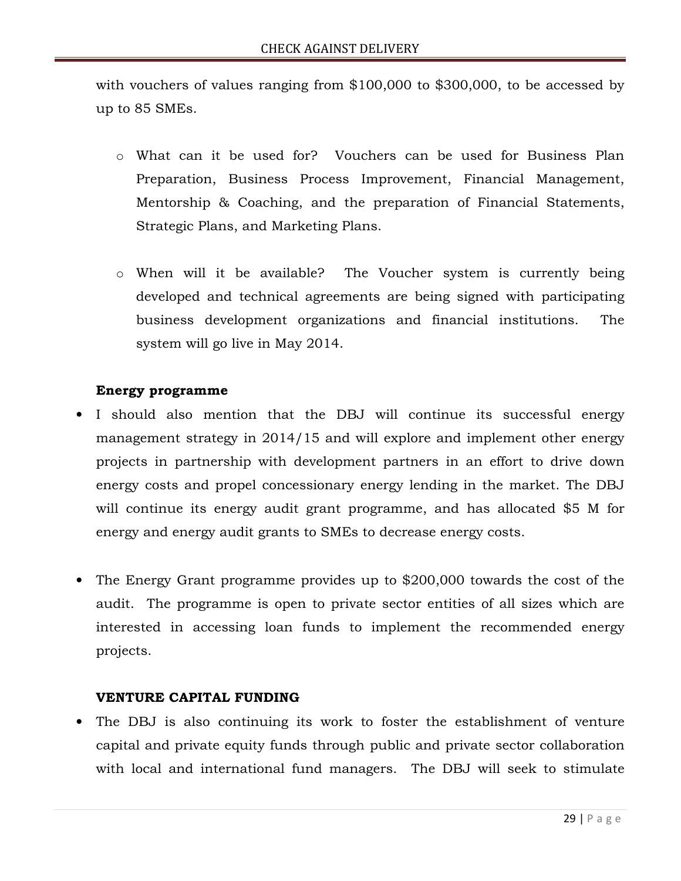with vouchers of values ranging from $100,000 to $300,000, to be accessed by up to 85 SMEs.

- What can it be used for? Vouchers can be used for Business Plan Preparation, Business Process Improvement, Financial Management, Mentorship & Coaching, and the preparation of Financial Statements, Strategic Plans, and Marketing Plans.

- When will it be available? The Voucher system is currently being developed and technical agreements are being signed with participating business development organizations and financial institutions. The system will go live in May 2014.

**Energy programme**

- I should also mention that the DBJ will continue its successful energy management strategy in 2014/15 and will explore and implement other energy projects in partnership with development partners in an effort to drive down energy costs and propel concessionary energy lending in the market. The DBJ will continue its energy audit grant programme, and has allocated $5 M for energy and energy audit grants to SMEs to decrease energy costs.

- The Energy Grant programme provides up to $200,000 towards the cost of the audit. The programme is open to private sector entities of all sizes which are interested in accessing loan funds to implement the recommended energy projects.

**VENTURE CAPITAL FUNDING**

- The DBJ is also continuing its work to foster the establishment of venture capital and private equity funds through public and private sector collaboration with local and international fund managers. The DBJ will seek to stimulate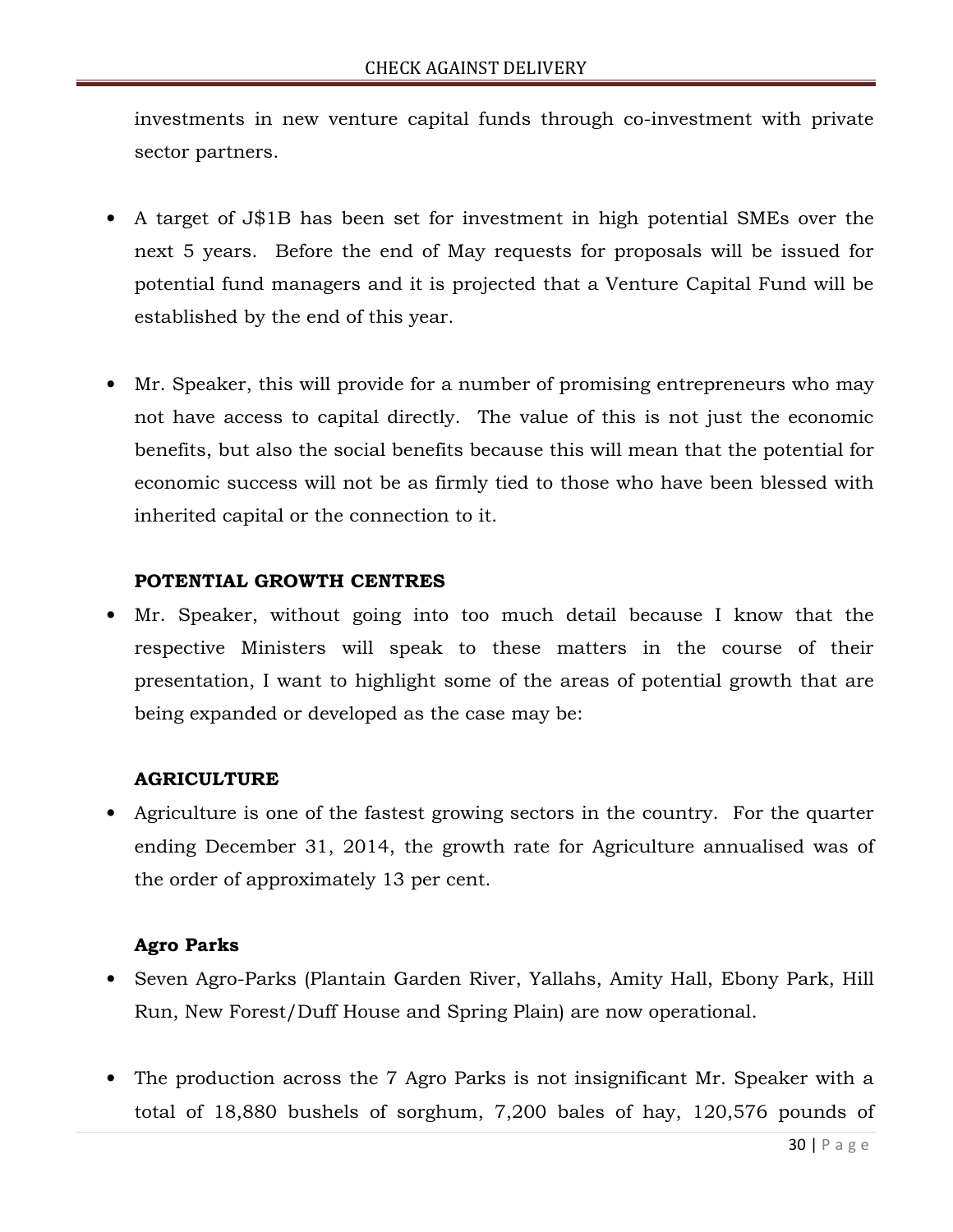investments in new venture capital funds through co-investment with private sector partners.

- A target of J$1B has been set for investment in high potential SMEs over the next 5 years. Before the end of May requests for proposals will be issued for potential fund managers and it is projected that a Venture Capital Fund will be established by the end of this year.

- Mr. Speaker, this will provide for a number of promising entrepreneurs who may not have access to capital directly. The value of this is not just the economic benefits, but also the social benefits because this will mean that the potential for economic success will not be as firmly tied to those who have been blessed with inherited capital or the connection to it.

**POTENTIAL GROWTH CENTRES**

- Mr. Speaker, without going into too much detail because I know that the respective Ministers will speak to these matters in the course of their presentation, I want to highlight some of the areas of potential growth that are being expanded or developed as the case may be:

**AGRICULTURE**

- Agriculture is one of the fastest growing sectors in the country. For the quarter ending December 31, 2014, the growth rate for Agriculture annualised was of the order of approximately 13 per cent.

**Agro Parks**

- Seven Agro-Parks (Plantain Garden River, Yallahs, Amity Hall, Ebony Park, Hill Run, New Forest/Duff House and Spring Plain) are now operational.

- The production across the 7 Agro Parks is not insignificant Mr. Speaker with a total of 18,880 bushels of sorghum, 7,200 bales of hay, 120,576 pounds of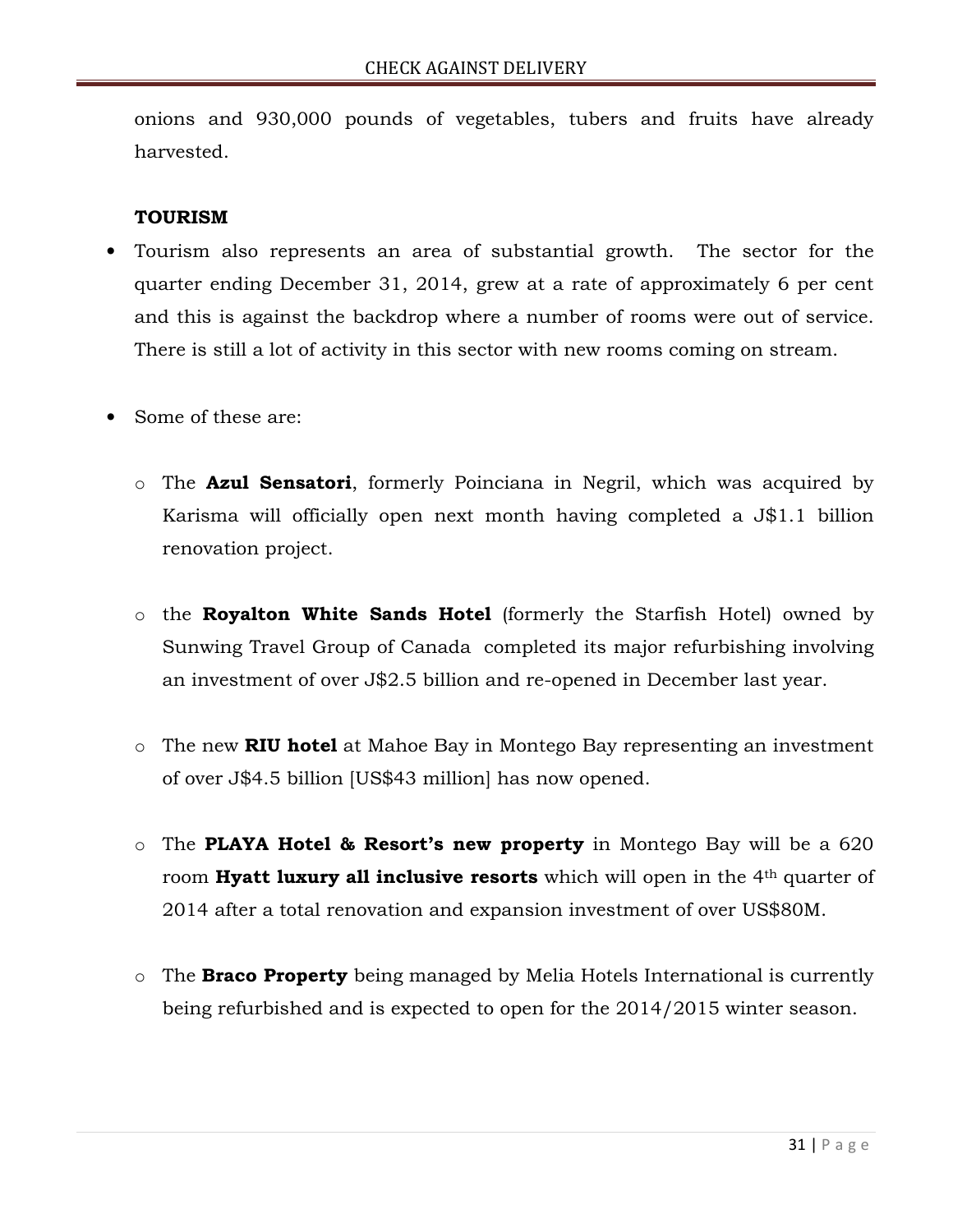onions and 930,000 pounds of vegetables, tubers and fruits have already harvested.

**TOURISM**

- Tourism also represents an area of substantial growth. The sector for the quarter ending December 31, 2014, grew at a rate of approximately 6 per cent and this is against the backdrop where a number of rooms were out of service. There is still a lot of activity in this sector with new rooms coming on stream.

- Some of these are:

  - The **Azul Sensatori**, formerly Poinciana in Negril, which was acquired by Karisma will officially open next month having completed a J$1.1 billion renovation project.

  - the **Royalton White Sands Hotel** (formerly the Starfish Hotel) owned by Sunwing Travel Group of Canada completed its major refurbishing involving an investment of over J$2.5 billion and re-opened in December last year.

  - The new **RIU hotel** at Mahoe Bay in Montego Bay representing an investment of over J$4.5 billion [US$43 million] has now opened.

  - The **PLAYA Hotel & Resort's new property** in Montego Bay will be a 620 room **Hyatt luxury all inclusive resorts** which will open in the 4th quarter of 2014 after a total renovation and expansion investment of over US$80M.

  - The **Braco Property** being managed by Melia Hotels International is currently being refurbished and is expected to open for the 2014/2015 winter season.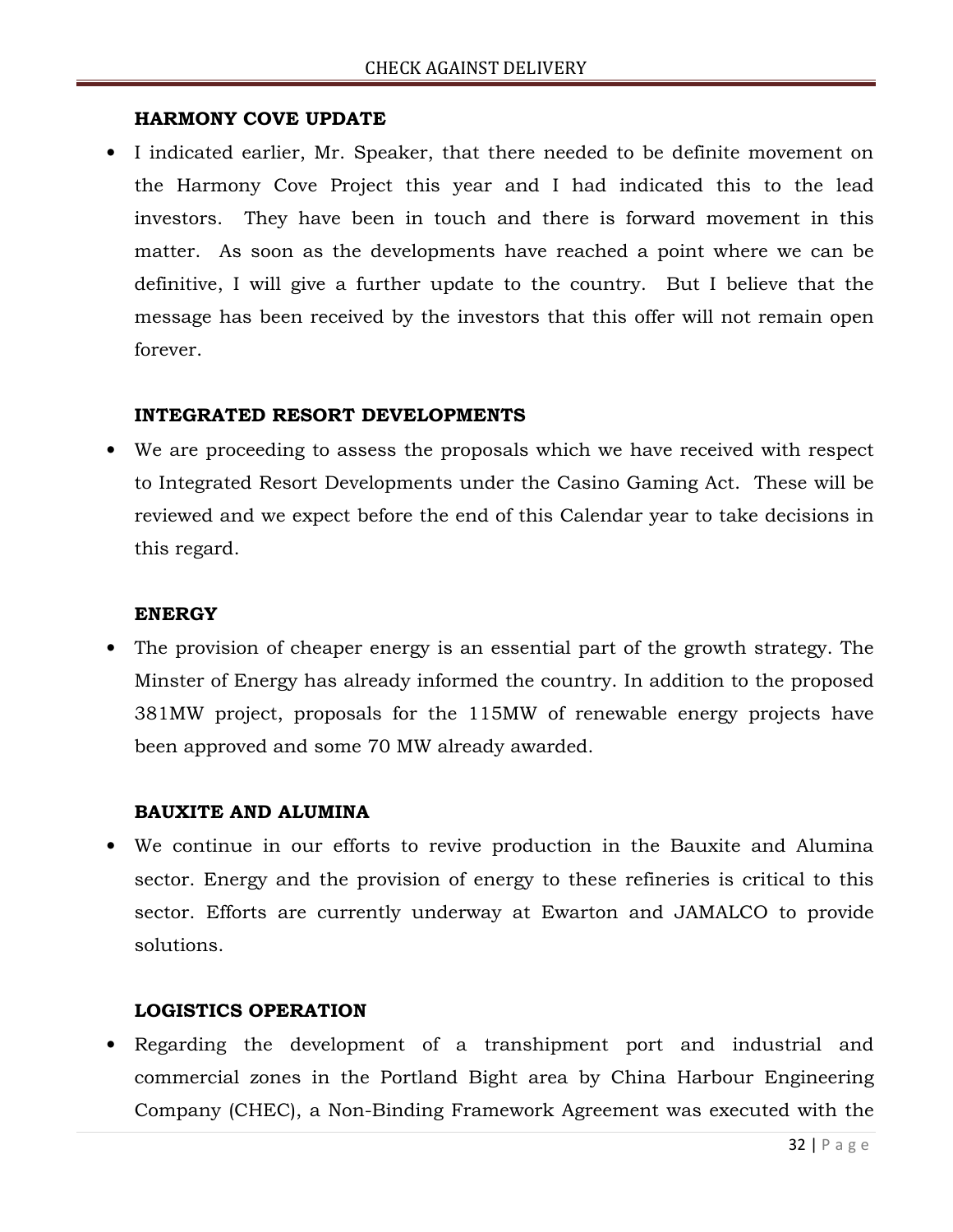**HARMONY COVE UPDATE**

- I indicated earlier, Mr. Speaker, that there needed to be definite movement on the Harmony Cove Project this year and I had indicated this to the lead investors. They have been in touch and there is forward movement in this matter. As soon as the developments have reached a point where we can be definitive, I will give a further update to the country. But I believe that the message has been received by the investors that this offer will not remain open forever.

**INTEGRATED RESORT DEVELOPMENTS**

- We are proceeding to assess the proposals which we have received with respect to Integrated Resort Developments under the Casino Gaming Act. These will be reviewed and we expect before the end of this Calendar year to take decisions in this regard.

**ENERGY**

- The provision of cheaper energy is an essential part of the growth strategy. The Minster of Energy has already informed the country. In addition to the proposed 381MW project, proposals for the 115MW of renewable energy projects have been approved and some 70 MW already awarded.

**BAUXITE AND ALUMINA**

- We continue in our efforts to revive production in the Bauxite and Alumina sector. Energy and the provision of energy to these refineries is critical to this sector. Efforts are currently underway at Ewarton and JAMALCO to provide solutions.

**LOGISTICS OPERATION**

- Regarding the development of a transhipment port and industrial and commercial zones in the Portland Bight area by China Harbour Engineering Company (CHEC), a Non-Binding Framework Agreement was executed with the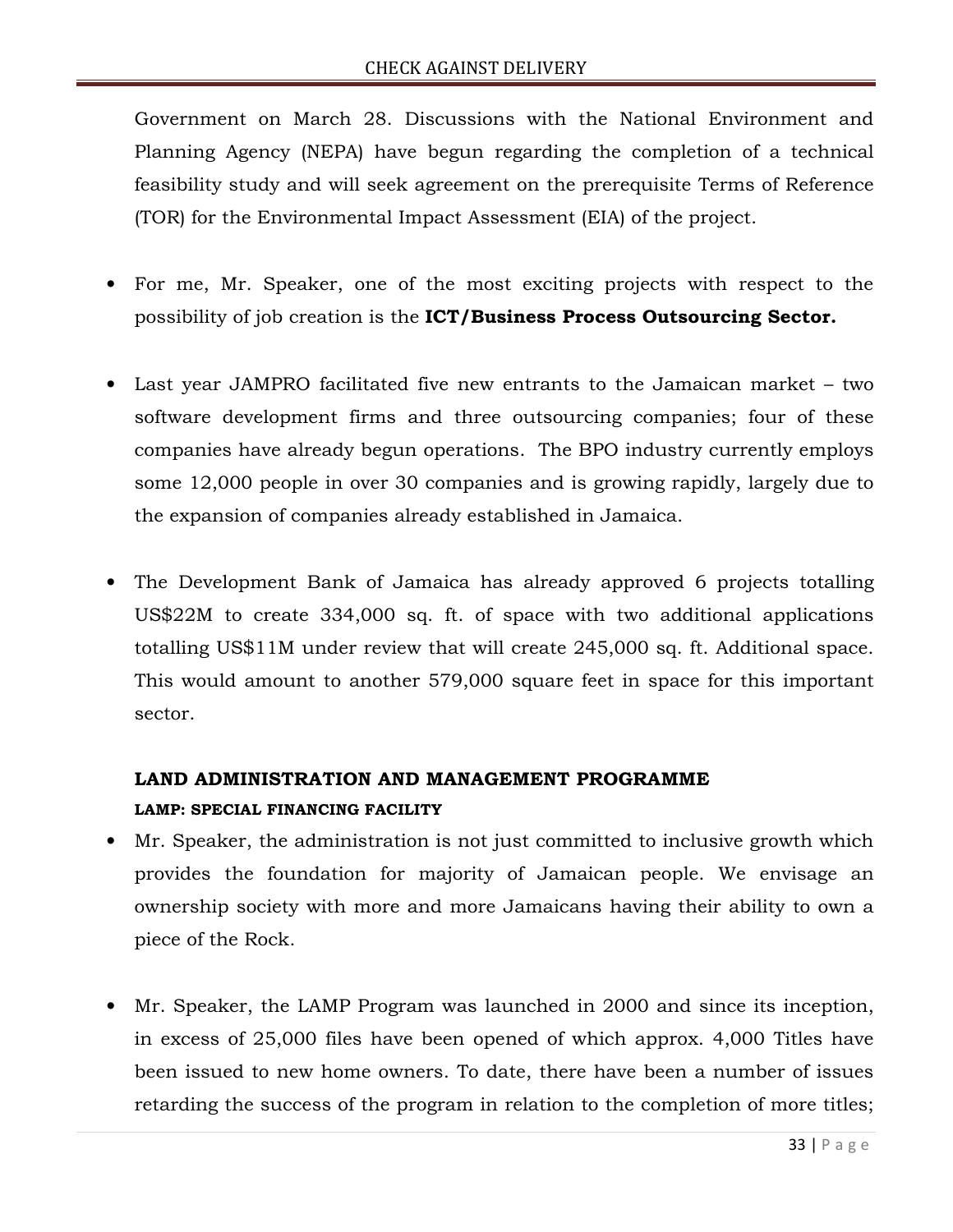Government on March 28. Discussions with the National Environment and Planning Agency (NEPA) have begun regarding the completion of a technical feasibility study and will seek agreement on the prerequisite Terms of Reference (TOR) for the Environmental Impact Assessment (EIA) of the project.

- For me, Mr. Speaker, one of the most exciting projects with respect to the possibility of job creation is the **ICT/Business Process Outsourcing Sector.**

- Last year JAMPRO facilitated five new entrants to the Jamaican market – two software development firms and three outsourcing companies; four of these companies have already begun operations. The BPO industry currently employs some 12,000 people in over 30 companies and is growing rapidly, largely due to the expansion of companies already established in Jamaica.

- The Development Bank of Jamaica has already approved 6 projects totalling US$22M to create 334,000 sq. ft. of space with two additional applications totalling US$11M under review that will create 245,000 sq. ft. Additional space. This would amount to another 579,000 square feet in space for this important sector.

### LAND ADMINISTRATION AND MANAGEMENT PROGRAMME

#### LAMP: SPECIAL FINANCING FACILITY

- Mr. Speaker, the administration is not just committed to inclusive growth which provides the foundation for majority of Jamaican people. We envisage an ownership society with more and more Jamaicans having their ability to own a piece of the Rock.

- Mr. Speaker, the LAMP Program was launched in 2000 and since its inception, in excess of 25,000 files have been opened of which approx. 4,000 Titles have been issued to new home owners. To date, there have been a number of issues retarding the success of the program in relation to the completion of more titles;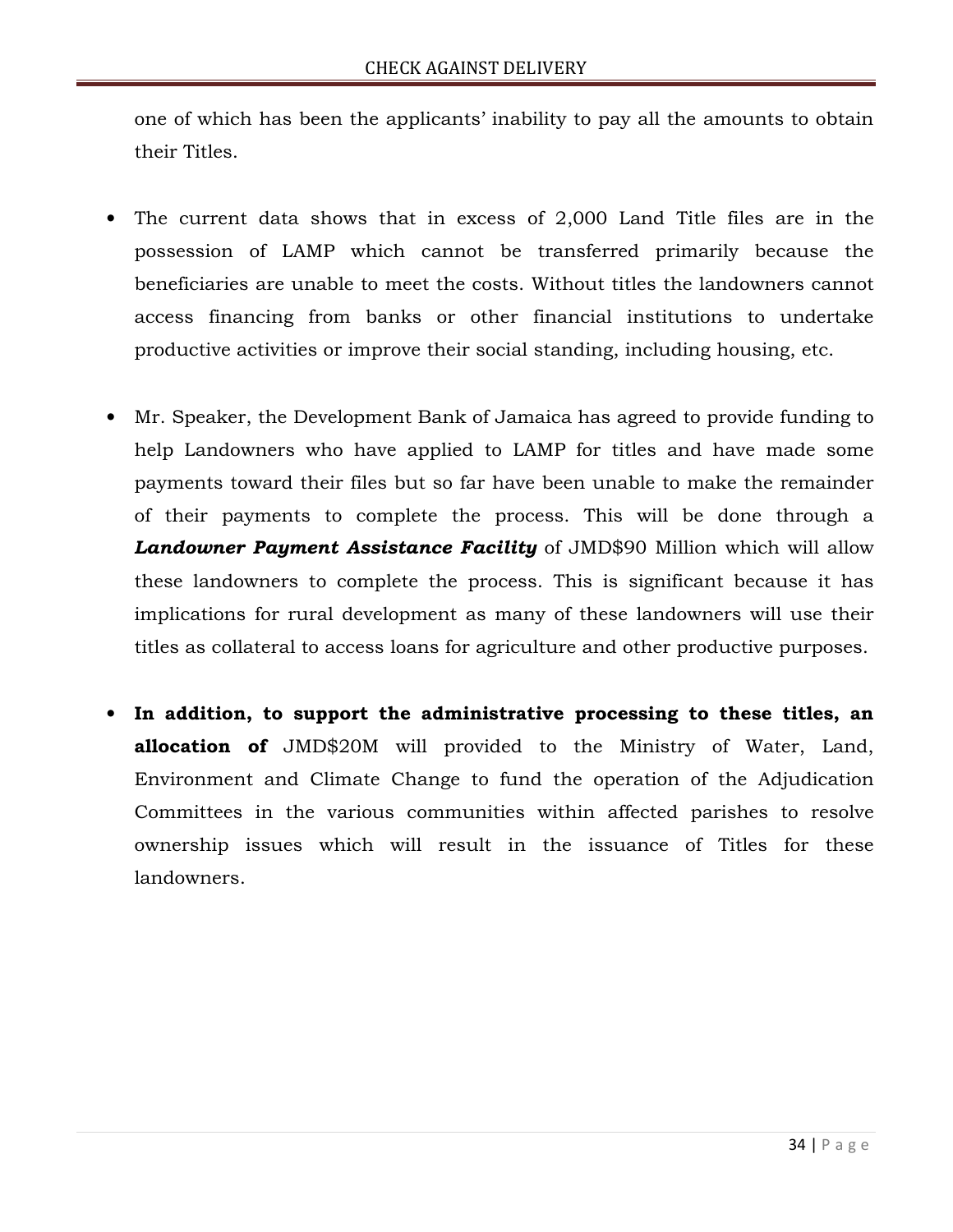one of which has been the applicants' inability to pay all the amounts to obtain their Titles.

- The current data shows that in excess of 2,000 Land Title files are in the possession of LAMP which cannot be transferred primarily because the beneficiaries are unable to meet the costs. Without titles the landowners cannot access financing from banks or other financial institutions to undertake productive activities or improve their social standing, including housing, etc.

- Mr. Speaker, the Development Bank of Jamaica has agreed to provide funding to help Landowners who have applied to LAMP for titles and have made some payments toward their files but so far have been unable to make the remainder of their payments to complete the process. This will be done through a ***Landowner Payment Assistance Facility*** of JMD$90 Million which will allow these landowners to complete the process. This is significant because it has implications for rural development as many of these landowners will use their titles as collateral to access loans for agriculture and other productive purposes.

- **In addition, to support the administrative processing to these titles, an allocation of** JMD$20M will provided to the Ministry of Water, Land, Environment and Climate Change to fund the operation of the Adjudication Committees in the various communities within affected parishes to resolve ownership issues which will result in the issuance of Titles for these landowners.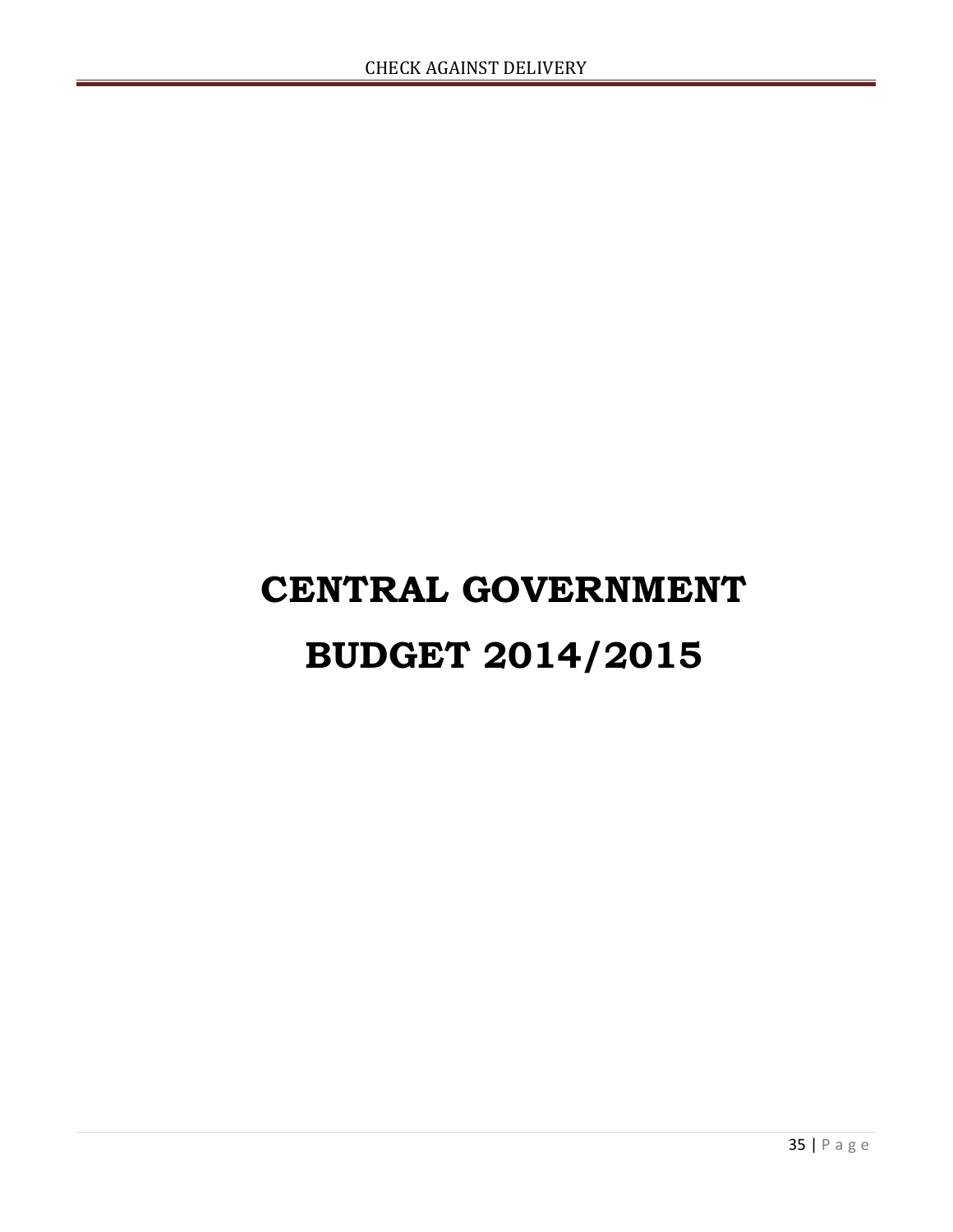# CENTRAL GOVERNMENT BUDGET 2014/2015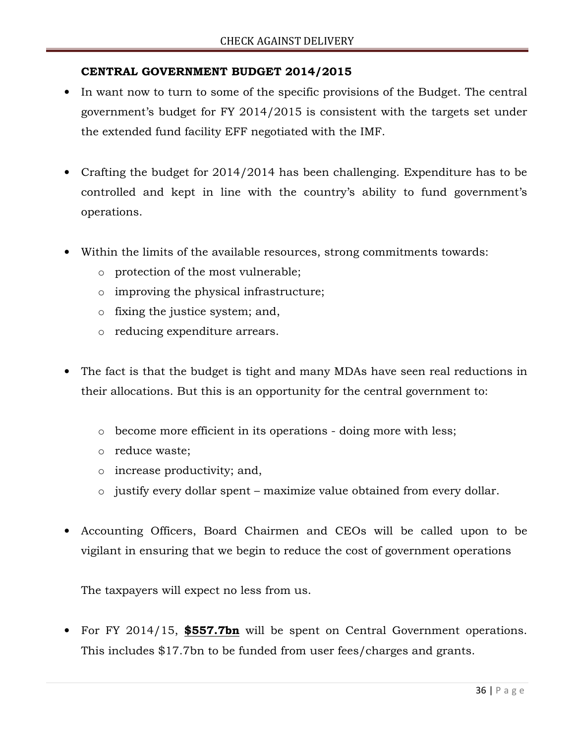**CENTRAL GOVERNMENT BUDGET 2014/2015**

- In want now to turn to some of the specific provisions of the Budget. The central government's budget for FY 2014/2015 is consistent with the targets set under the extended fund facility EFF negotiated with the IMF.

- Crafting the budget for 2014/2014 has been challenging. Expenditure has to be controlled and kept in line with the country's ability to fund government's operations.

- Within the limits of the available resources, strong commitments towards:
  - protection of the most vulnerable;
  - improving the physical infrastructure;
  - fixing the justice system; and,
  - reducing expenditure arrears.

- The fact is that the budget is tight and many MDAs have seen real reductions in their allocations. But this is an opportunity for the central government to:

  - become more efficient in its operations - doing more with less;
  - reduce waste;
  - increase productivity; and,
  - justify every dollar spent – maximize value obtained from every dollar.

- Accounting Officers, Board Chairmen and CEOs will be called upon to be vigilant in ensuring that we begin to reduce the cost of government operations

  The taxpayers will expect no less from us.

- For FY 2014/15, **$557.7bn** will be spent on Central Government operations. This includes $17.7bn to be funded from user fees/charges and grants.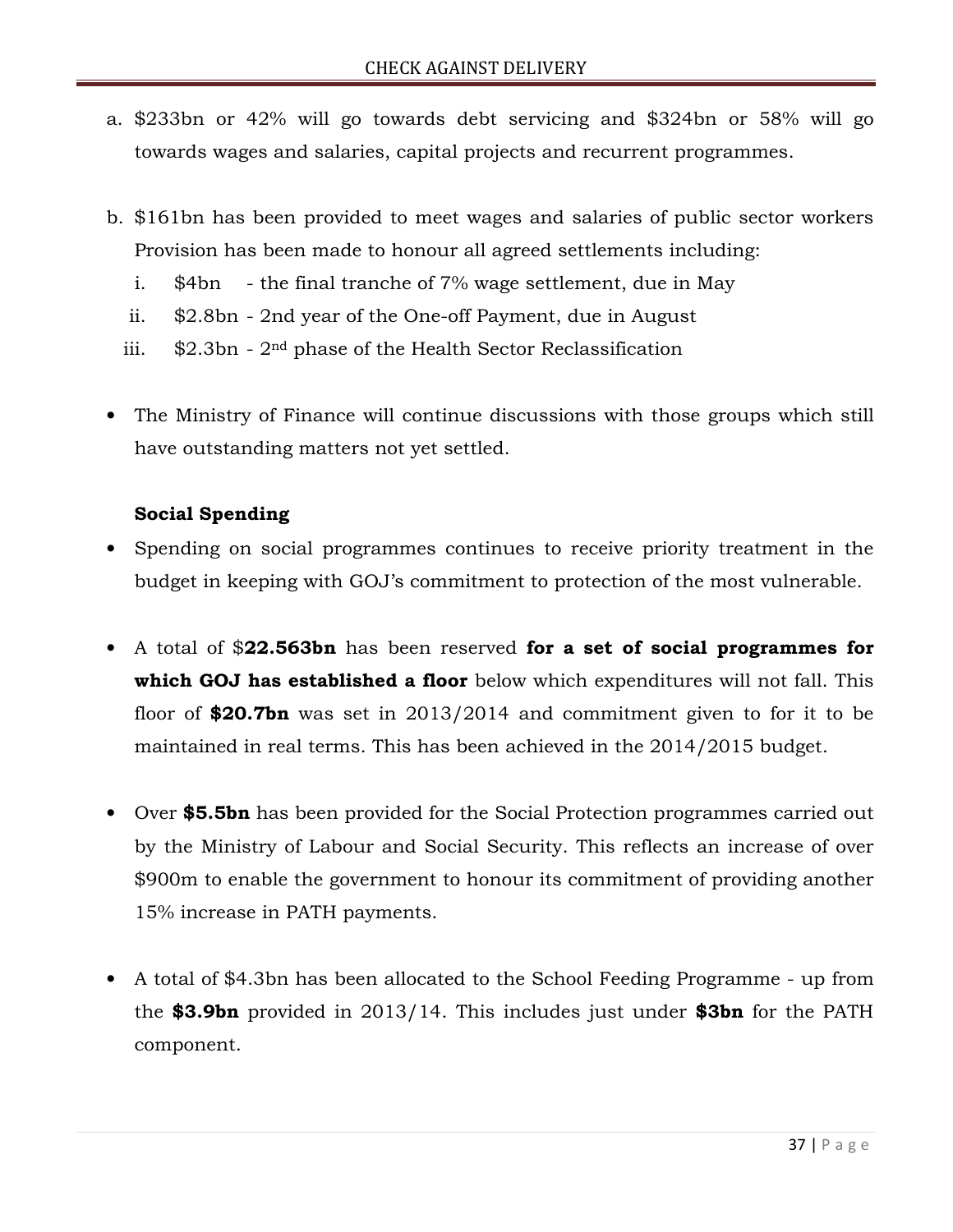a. $233bn or 42% will go towards debt servicing and $324bn or 58% will go towards wages and salaries, capital projects and recurrent programmes.

b. $161bn has been provided to meet wages and salaries of public sector workers Provision has been made to honour all agreed settlements including:

   i. $4bn - the final tranche of 7% wage settlement, due in May
   ii. $2.8bn - 2nd year of the One-off Payment, due in August
   iii. $2.3bn - 2nd phase of the Health Sector Reclassification

- The Ministry of Finance will continue discussions with those groups which still have outstanding matters not yet settled.

**Social Spending**

- Spending on social programmes continues to receive priority treatment in the budget in keeping with GOJ's commitment to protection of the most vulnerable.

- A total of $**22.563bn** has been reserved **for a set of social programmes for which GOJ has established a floor** below which expenditures will not fall. This floor of **$20.7bn** was set in 2013/2014 and commitment given to for it to be maintained in real terms. This has been achieved in the 2014/2015 budget.

- Over **$5.5bn** has been provided for the Social Protection programmes carried out by the Ministry of Labour and Social Security. This reflects an increase of over $900m to enable the government to honour its commitment of providing another 15% increase in PATH payments.

- A total of $4.3bn has been allocated to the School Feeding Programme - up from the **$3.9bn** provided in 2013/14. This includes just under **$3bn** for the PATH component.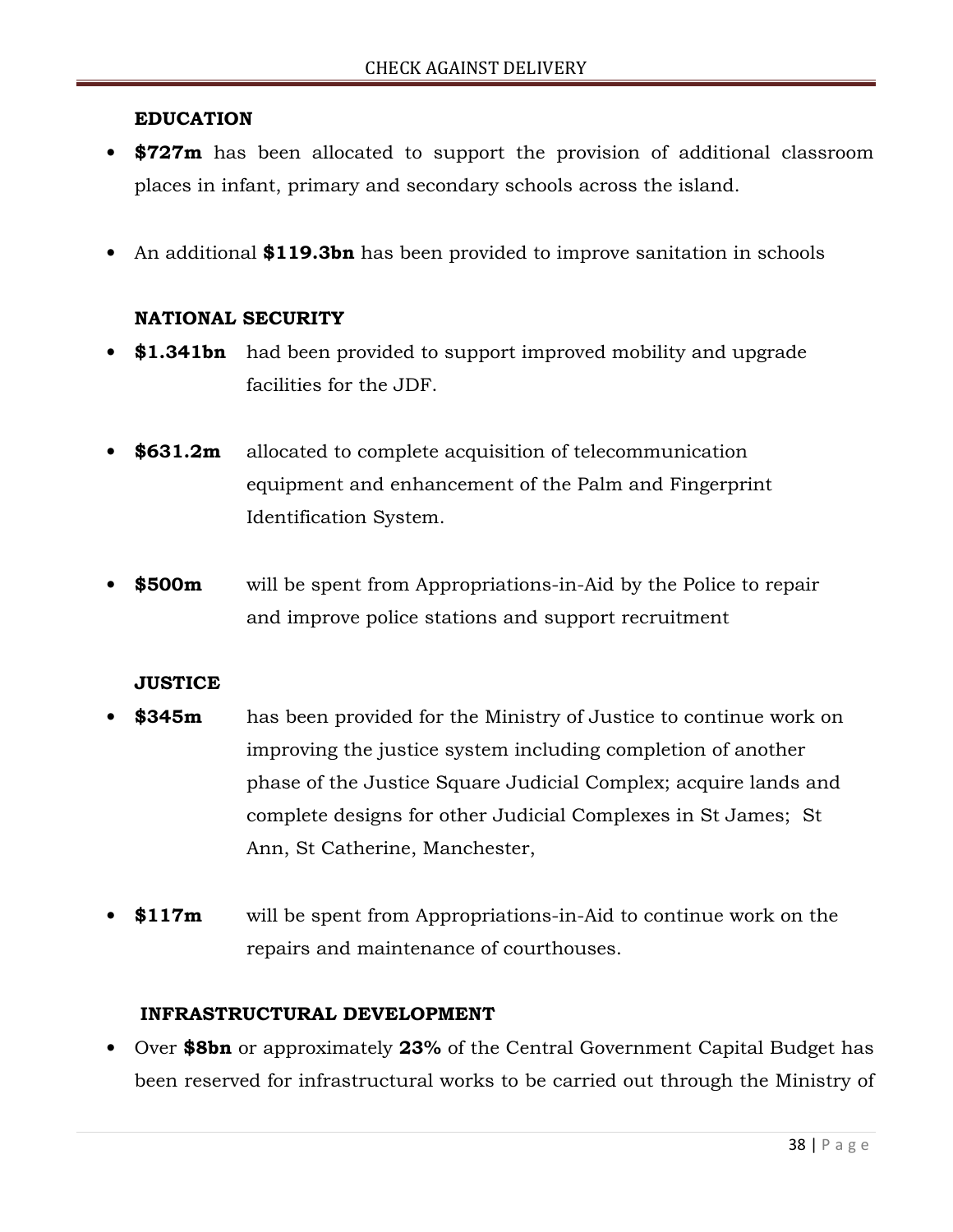**EDUCATION**

- **$727m** has been allocated to support the provision of additional classroom places in infant, primary and secondary schools across the island.
- An additional **$119.3bn** has been provided to improve sanitation in schools

**NATIONAL SECURITY**

- **$1.341bn** had been provided to support improved mobility and upgrade facilities for the JDF.
- **$631.2m** allocated to complete acquisition of telecommunication equipment and enhancement of the Palm and Fingerprint Identification System.
- **$500m** will be spent from Appropriations-in-Aid by the Police to repair and improve police stations and support recruitment

**JUSTICE**

- **$345m** has been provided for the Ministry of Justice to continue work on improving the justice system including completion of another phase of the Justice Square Judicial Complex; acquire lands and complete designs for other Judicial Complexes in St James; St Ann, St Catherine, Manchester,
- **$117m** will be spent from Appropriations-in-Aid to continue work on the repairs and maintenance of courthouses.

**INFRASTRUCTURAL DEVELOPMENT**

- Over **$8bn** or approximately **23%** of the Central Government Capital Budget has been reserved for infrastructural works to be carried out through the Ministry of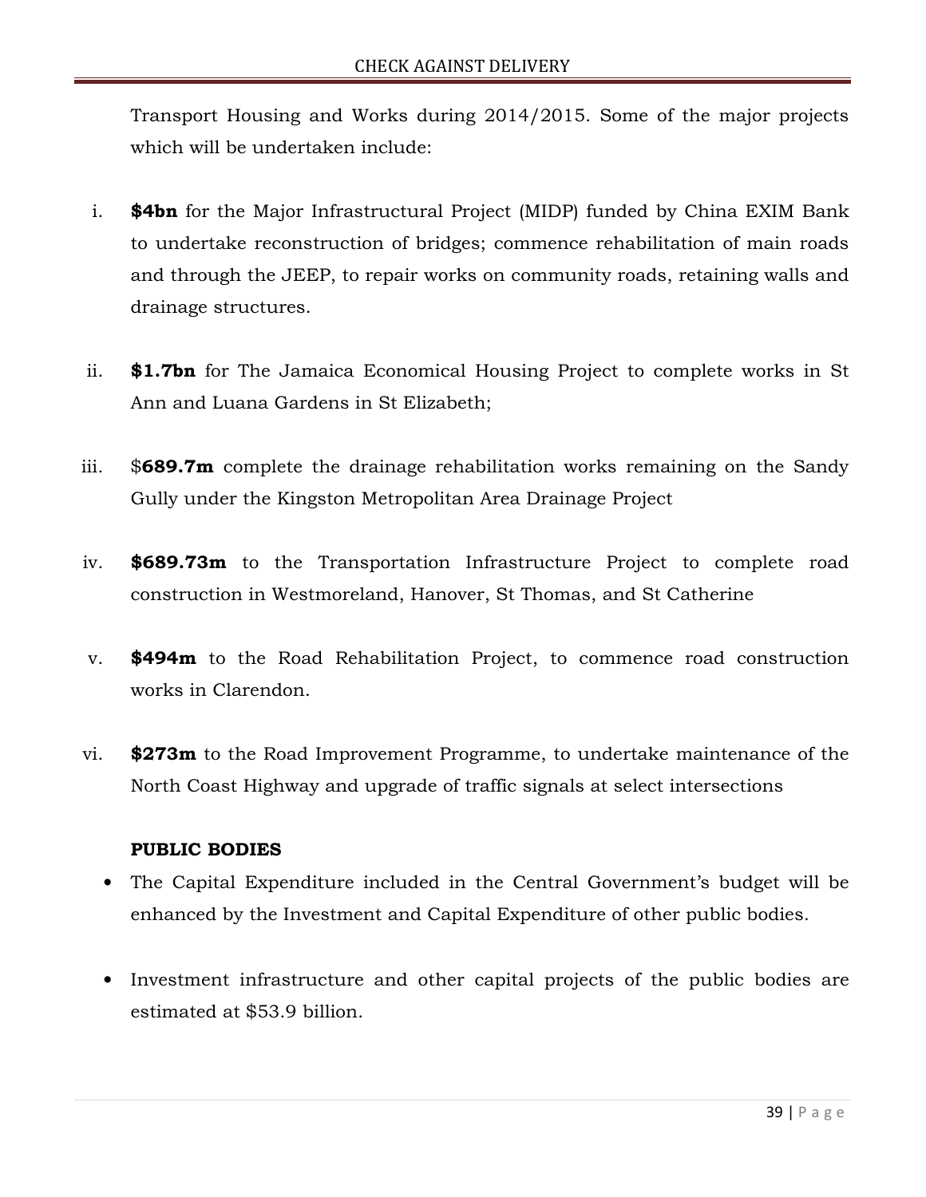Transport Housing and Works during 2014/2015. Some of the major projects which will be undertaken include:

i. **$4bn** for the Major Infrastructural Project (MIDP) funded by China EXIM Bank to undertake reconstruction of bridges; commence rehabilitation of main roads and through the JEEP, to repair works on community roads, retaining walls and drainage structures.

ii. **$1.7bn** for The Jamaica Economical Housing Project to complete works in St Ann and Luana Gardens in St Elizabeth;

iii. $**689.7m** complete the drainage rehabilitation works remaining on the Sandy Gully under the Kingston Metropolitan Area Drainage Project

iv. **$689.73m** to the Transportation Infrastructure Project to complete road construction in Westmoreland, Hanover, St Thomas, and St Catherine

v. **$494m** to the Road Rehabilitation Project, to commence road construction works in Clarendon.

vi. **$273m** to the Road Improvement Programme, to undertake maintenance of the North Coast Highway and upgrade of traffic signals at select intersections

**PUBLIC BODIES**

- The Capital Expenditure included in the Central Government's budget will be enhanced by the Investment and Capital Expenditure of other public bodies.

- Investment infrastructure and other capital projects of the public bodies are estimated at $53.9 billion.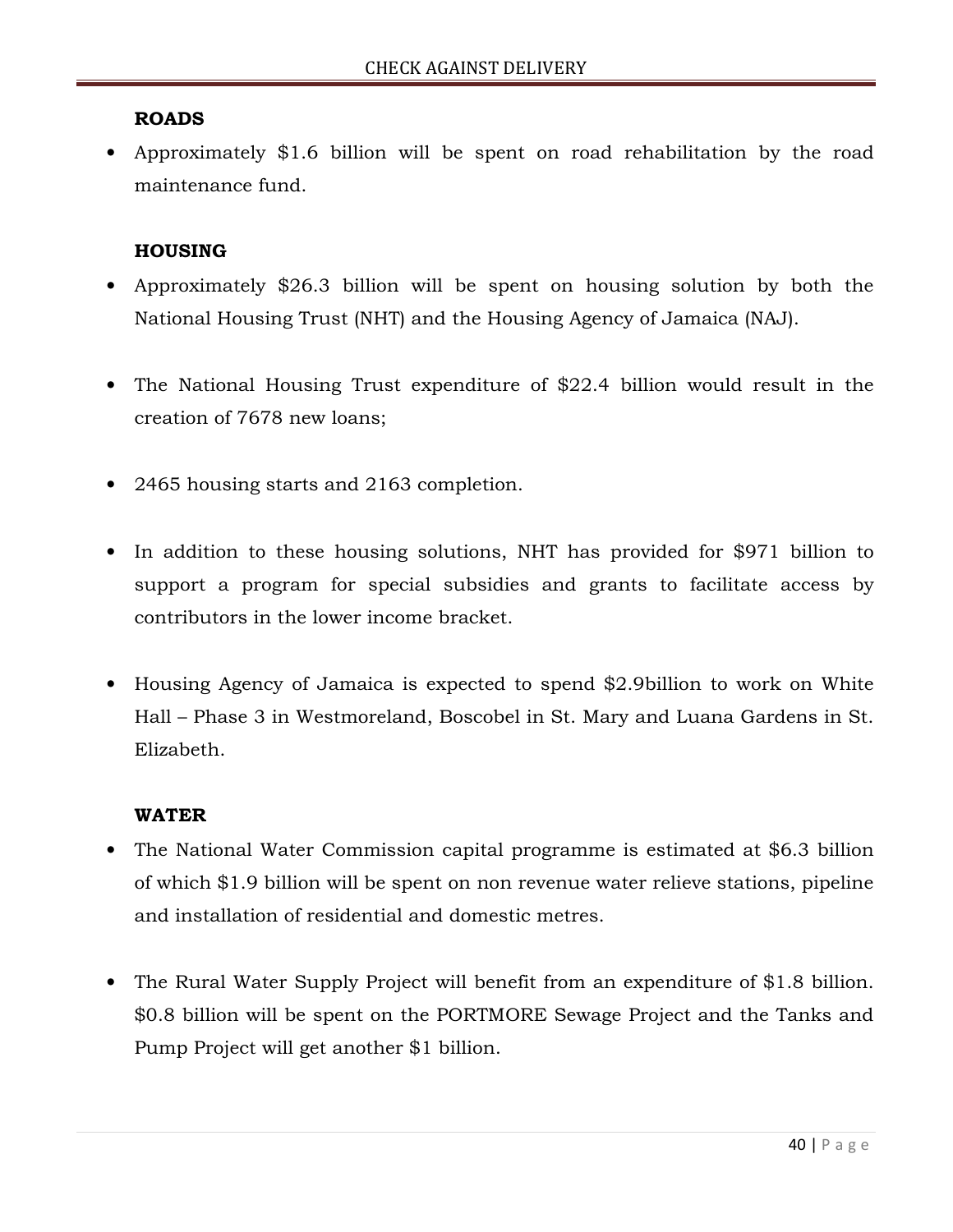**ROADS**

- Approximately $1.6 billion will be spent on road rehabilitation by the road maintenance fund.

**HOUSING**

- Approximately $26.3 billion will be spent on housing solution by both the National Housing Trust (NHT) and the Housing Agency of Jamaica (NAJ).

- The National Housing Trust expenditure of $22.4 billion would result in the creation of 7678 new loans;

- 2465 housing starts and 2163 completion.

- In addition to these housing solutions, NHT has provided for $971 billion to support a program for special subsidies and grants to facilitate access by contributors in the lower income bracket.

- Housing Agency of Jamaica is expected to spend $2.9billion to work on White Hall – Phase 3 in Westmoreland, Boscobel in St. Mary and Luana Gardens in St. Elizabeth.

**WATER**

- The National Water Commission capital programme is estimated at $6.3 billion of which $1.9 billion will be spent on non revenue water relieve stations, pipeline and installation of residential and domestic metres.

- The Rural Water Supply Project will benefit from an expenditure of $1.8 billion. $0.8 billion will be spent on the PORTMORE Sewage Project and the Tanks and Pump Project will get another $1 billion.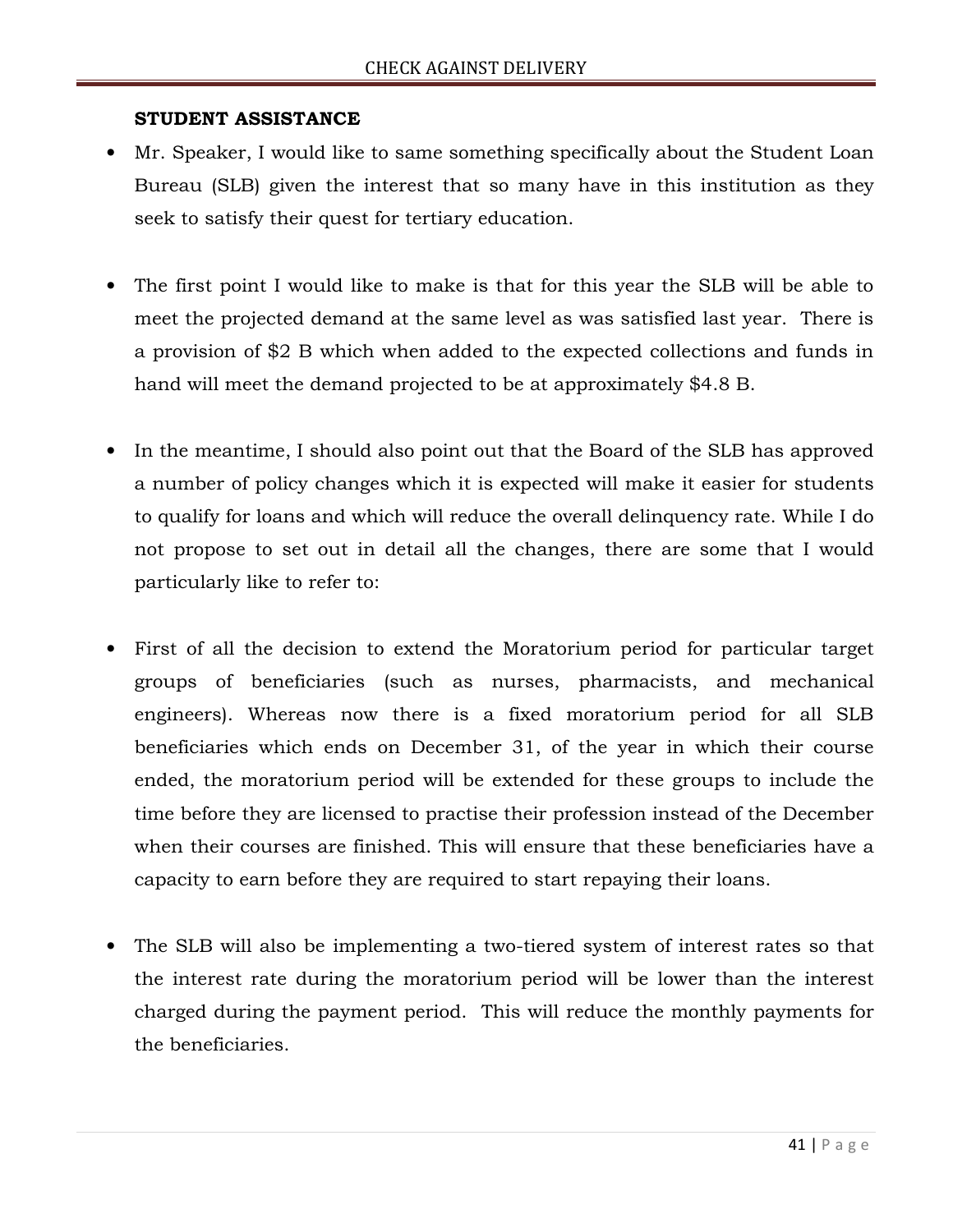**STUDENT ASSISTANCE**

- Mr. Speaker, I would like to same something specifically about the Student Loan Bureau (SLB) given the interest that so many have in this institution as they seek to satisfy their quest for tertiary education.

- The first point I would like to make is that for this year the SLB will be able to meet the projected demand at the same level as was satisfied last year. There is a provision of $2 B which when added to the expected collections and funds in hand will meet the demand projected to be at approximately $4.8 B.

- In the meantime, I should also point out that the Board of the SLB has approved a number of policy changes which it is expected will make it easier for students to qualify for loans and which will reduce the overall delinquency rate. While I do not propose to set out in detail all the changes, there are some that I would particularly like to refer to:

- First of all the decision to extend the Moratorium period for particular target groups of beneficiaries (such as nurses, pharmacists, and mechanical engineers). Whereas now there is a fixed moratorium period for all SLB beneficiaries which ends on December 31, of the year in which their course ended, the moratorium period will be extended for these groups to include the time before they are licensed to practise their profession instead of the December when their courses are finished. This will ensure that these beneficiaries have a capacity to earn before they are required to start repaying their loans.

- The SLB will also be implementing a two-tiered system of interest rates so that the interest rate during the moratorium period will be lower than the interest charged during the payment period. This will reduce the monthly payments for the beneficiaries.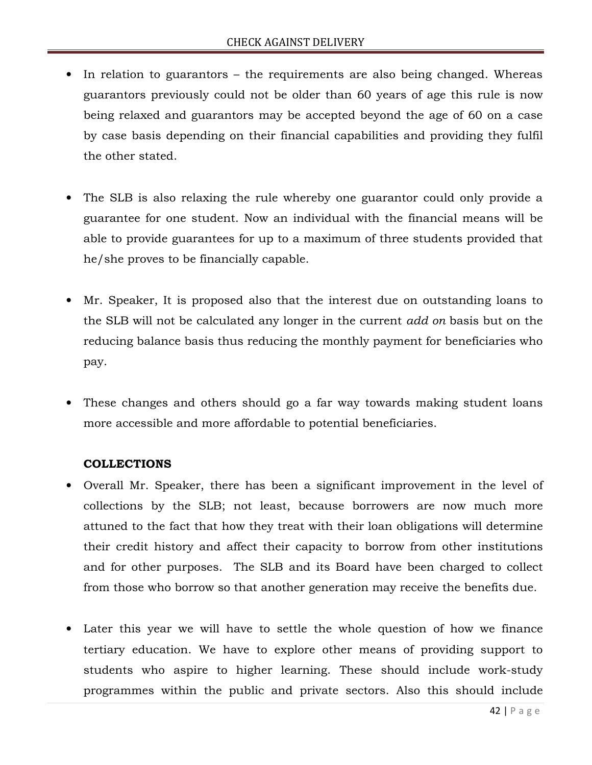- In relation to guarantors – the requirements are also being changed. Whereas guarantors previously could not be older than 60 years of age this rule is now being relaxed and guarantors may be accepted beyond the age of 60 on a case by case basis depending on their financial capabilities and providing they fulfil the other stated.

- The SLB is also relaxing the rule whereby one guarantor could only provide a guarantee for one student. Now an individual with the financial means will be able to provide guarantees for up to a maximum of three students provided that he/she proves to be financially capable.

- Mr. Speaker, It is proposed also that the interest due on outstanding loans to the SLB will not be calculated any longer in the current *add on* basis but on the reducing balance basis thus reducing the monthly payment for beneficiaries who pay.

- These changes and others should go a far way towards making student loans more accessible and more affordable to potential beneficiaries.

**COLLECTIONS**

- Overall Mr. Speaker, there has been a significant improvement in the level of collections by the SLB; not least, because borrowers are now much more attuned to the fact that how they treat with their loan obligations will determine their credit history and affect their capacity to borrow from other institutions and for other purposes. The SLB and its Board have been charged to collect from those who borrow so that another generation may receive the benefits due.

- Later this year we will have to settle the whole question of how we finance tertiary education. We have to explore other means of providing support to students who aspire to higher learning. These should include work-study programmes within the public and private sectors. Also this should include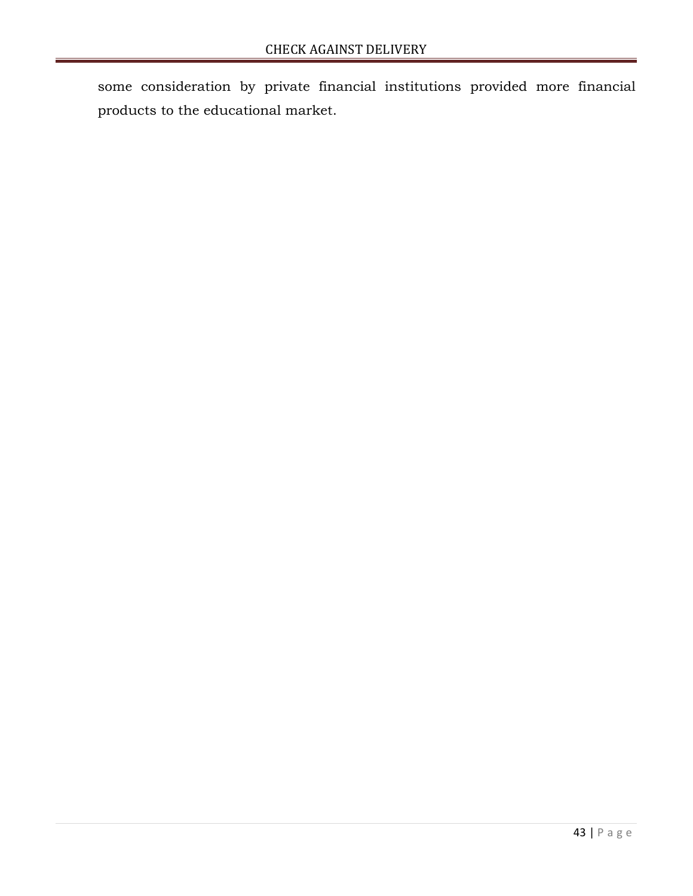some consideration by private financial institutions provided more financial products to the educational market.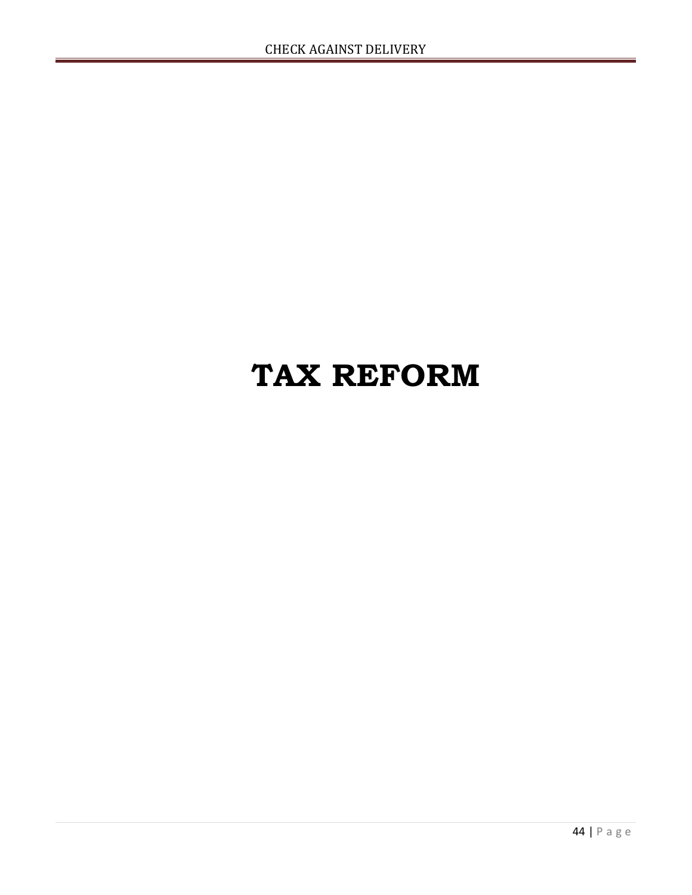# TAX REFORM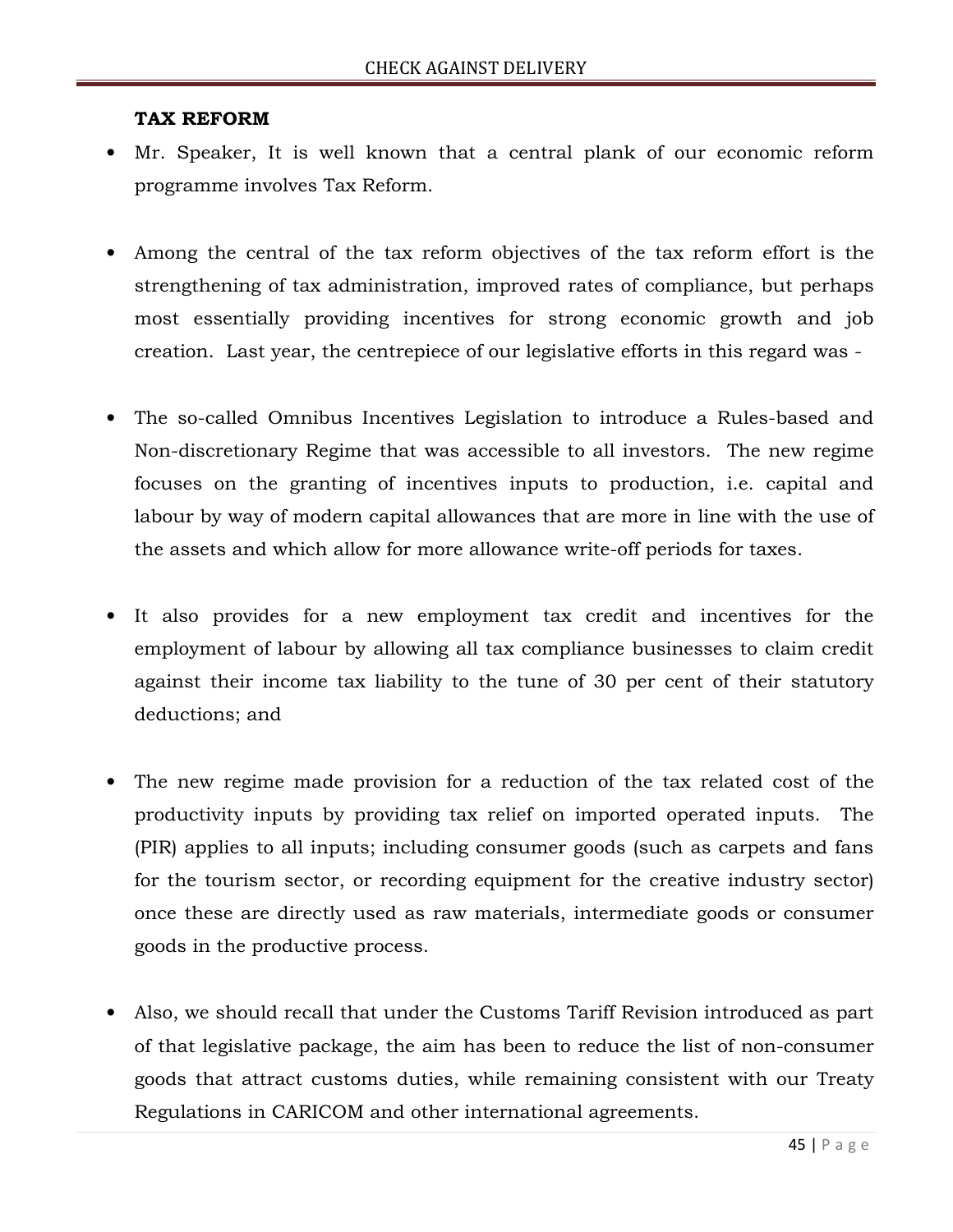**TAX REFORM**

- Mr. Speaker, It is well known that a central plank of our economic reform programme involves Tax Reform.

- Among the central of the tax reform objectives of the tax reform effort is the strengthening of tax administration, improved rates of compliance, but perhaps most essentially providing incentives for strong economic growth and job creation. Last year, the centrepiece of our legislative efforts in this regard was -

- The so-called Omnibus Incentives Legislation to introduce a Rules-based and Non-discretionary Regime that was accessible to all investors. The new regime focuses on the granting of incentives inputs to production, i.e. capital and labour by way of modern capital allowances that are more in line with the use of the assets and which allow for more allowance write-off periods for taxes.

- It also provides for a new employment tax credit and incentives for the employment of labour by allowing all tax compliance businesses to claim credit against their income tax liability to the tune of 30 per cent of their statutory deductions; and

- The new regime made provision for a reduction of the tax related cost of the productivity inputs by providing tax relief on imported operated inputs. The (PIR) applies to all inputs; including consumer goods (such as carpets and fans for the tourism sector, or recording equipment for the creative industry sector) once these are directly used as raw materials, intermediate goods or consumer goods in the productive process.

- Also, we should recall that under the Customs Tariff Revision introduced as part of that legislative package, the aim has been to reduce the list of non-consumer goods that attract customs duties, while remaining consistent with our Treaty Regulations in CARICOM and other international agreements.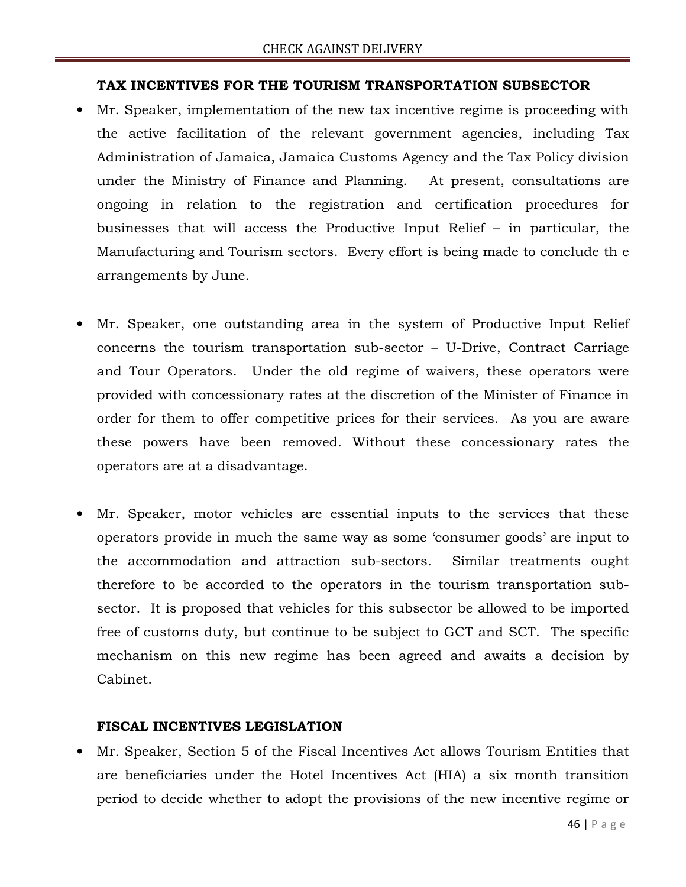**TAX INCENTIVES FOR THE TOURISM TRANSPORTATION SUBSECTOR**

- Mr. Speaker, implementation of the new tax incentive regime is proceeding with the active facilitation of the relevant government agencies, including Tax Administration of Jamaica, Jamaica Customs Agency and the Tax Policy division under the Ministry of Finance and Planning. At present, consultations are ongoing in relation to the registration and certification procedures for businesses that will access the Productive Input Relief – in particular, the Manufacturing and Tourism sectors. Every effort is being made to conclude th e arrangements by June.

- Mr. Speaker, one outstanding area in the system of Productive Input Relief concerns the tourism transportation sub-sector – U-Drive, Contract Carriage and Tour Operators. Under the old regime of waivers, these operators were provided with concessionary rates at the discretion of the Minister of Finance in order for them to offer competitive prices for their services. As you are aware these powers have been removed. Without these concessionary rates the operators are at a disadvantage.

- Mr. Speaker, motor vehicles are essential inputs to the services that these operators provide in much the same way as some 'consumer goods' are input to the accommodation and attraction sub-sectors. Similar treatments ought therefore to be accorded to the operators in the tourism transportation sub-sector. It is proposed that vehicles for this subsector be allowed to be imported free of customs duty, but continue to be subject to GCT and SCT. The specific mechanism on this new regime has been agreed and awaits a decision by Cabinet.

**FISCAL INCENTIVES LEGISLATION**

- Mr. Speaker, Section 5 of the Fiscal Incentives Act allows Tourism Entities that are beneficiaries under the Hotel Incentives Act (HIA) a six month transition period to decide whether to adopt the provisions of the new incentive regime or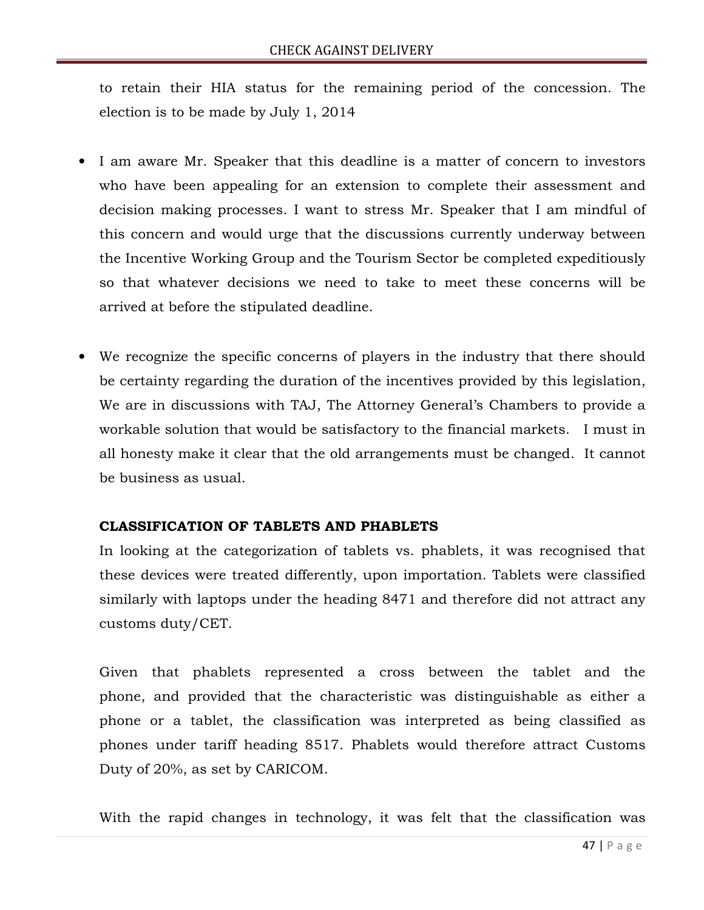to retain their HIA status for the remaining period of the concession. The election is to be made by July 1, 2014

- I am aware Mr. Speaker that this deadline is a matter of concern to investors who have been appealing for an extension to complete their assessment and decision making processes. I want to stress Mr. Speaker that I am mindful of this concern and would urge that the discussions currently underway between the Incentive Working Group and the Tourism Sector be completed expeditiously so that whatever decisions we need to take to meet these concerns will be arrived at before the stipulated deadline.

- We recognize the specific concerns of players in the industry that there should be certainty regarding the duration of the incentives provided by this legislation, We are in discussions with TAJ, The Attorney General's Chambers to provide a workable solution that would be satisfactory to the financial markets. I must in all honesty make it clear that the old arrangements must be changed. It cannot be business as usual.

**CLASSIFICATION OF TABLETS AND PHABLETS**

In looking at the categorization of tablets vs. phablets, it was recognised that these devices were treated differently, upon importation. Tablets were classified similarly with laptops under the heading 8471 and therefore did not attract any customs duty/CET.

Given that phablets represented a cross between the tablet and the phone, and provided that the characteristic was distinguishable as either a phone or a tablet, the classification was interpreted as being classified as phones under tariff heading 8517. Phablets would therefore attract Customs Duty of 20%, as set by CARICOM.

With the rapid changes in technology, it was felt that the classification was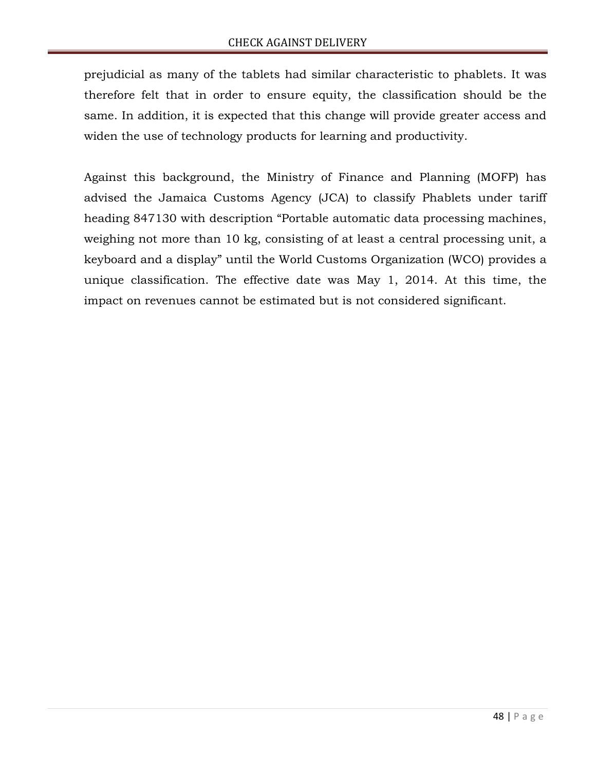prejudicial as many of the tablets had similar characteristic to phablets. It was therefore felt that in order to ensure equity, the classification should be the same. In addition, it is expected that this change will provide greater access and widen the use of technology products for learning and productivity.

Against this background, the Ministry of Finance and Planning (MOFP) has advised the Jamaica Customs Agency (JCA) to classify Phablets under tariff heading 847130 with description "Portable automatic data processing machines, weighing not more than 10 kg, consisting of at least a central processing unit, a keyboard and a display" until the World Customs Organization (WCO) provides a unique classification. The effective date was May 1, 2014. At this time, the impact on revenues cannot be estimated but is not considered significant.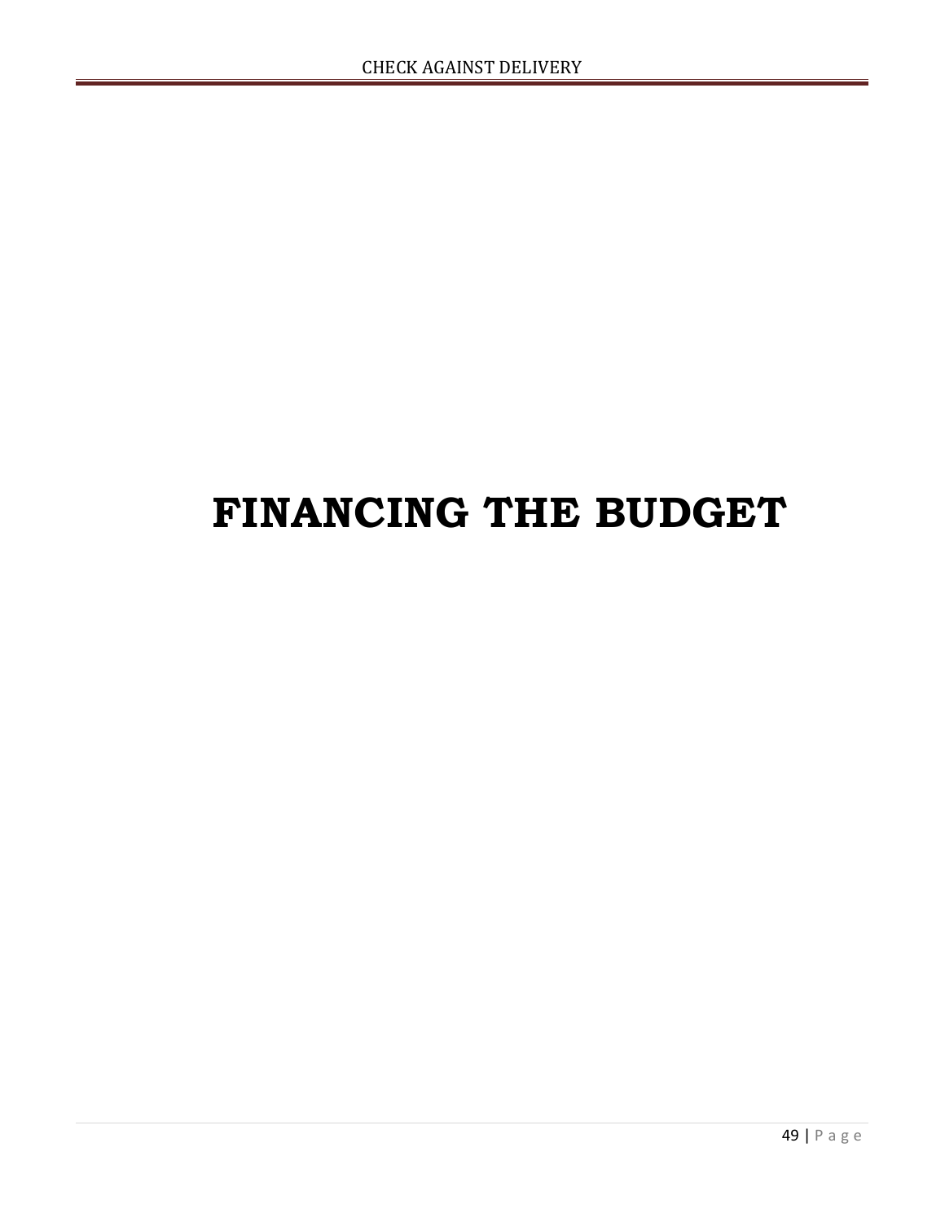# FINANCING THE BUDGET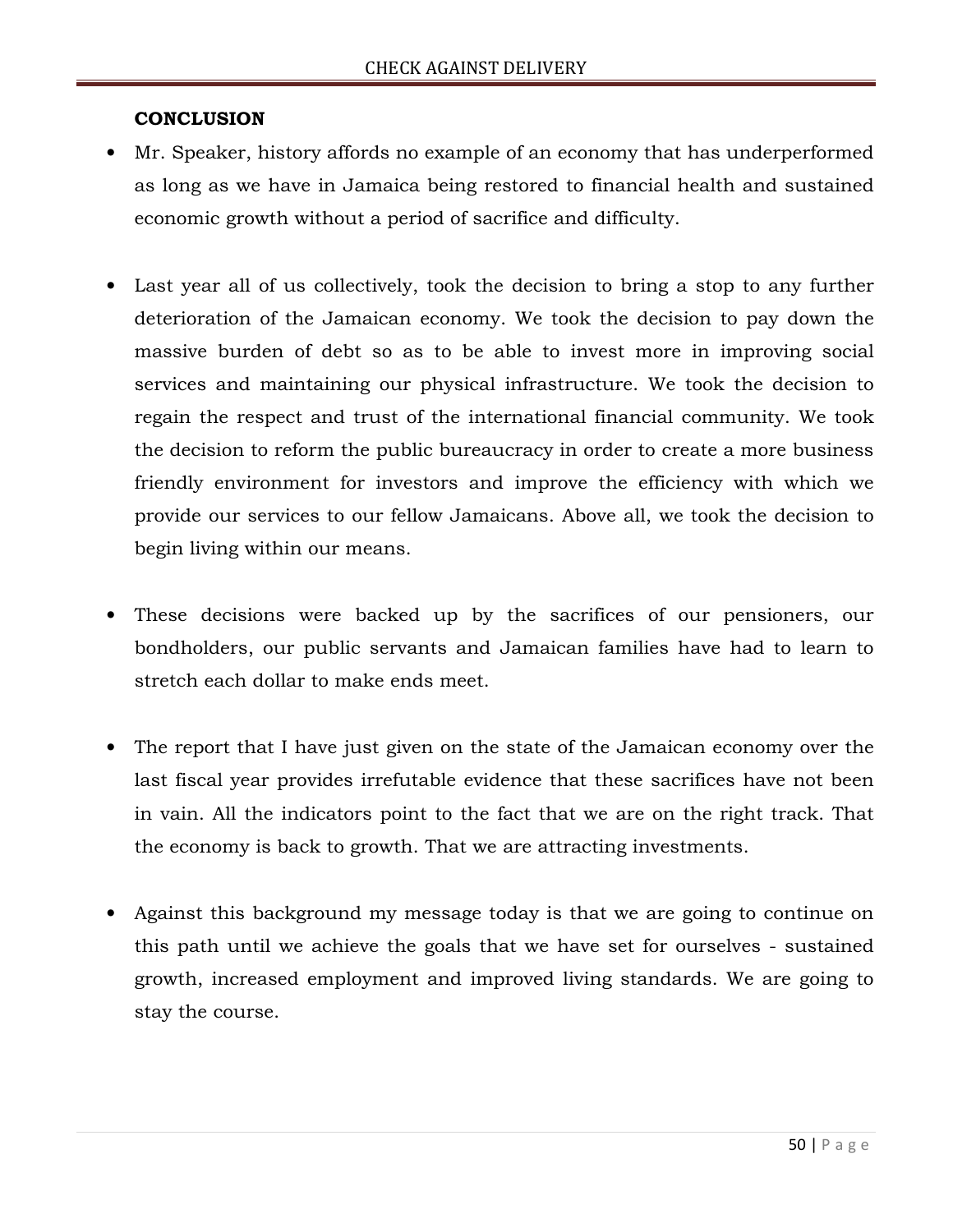**CONCLUSION**

- Mr. Speaker, history affords no example of an economy that has underperformed as long as we have in Jamaica being restored to financial health and sustained economic growth without a period of sacrifice and difficulty.

- Last year all of us collectively, took the decision to bring a stop to any further deterioration of the Jamaican economy. We took the decision to pay down the massive burden of debt so as to be able to invest more in improving social services and maintaining our physical infrastructure. We took the decision to regain the respect and trust of the international financial community. We took the decision to reform the public bureaucracy in order to create a more business friendly environment for investors and improve the efficiency with which we provide our services to our fellow Jamaicans. Above all, we took the decision to begin living within our means.

- These decisions were backed up by the sacrifices of our pensioners, our bondholders, our public servants and Jamaican families have had to learn to stretch each dollar to make ends meet.

- The report that I have just given on the state of the Jamaican economy over the last fiscal year provides irrefutable evidence that these sacrifices have not been in vain. All the indicators point to the fact that we are on the right track. That the economy is back to growth. That we are attracting investments.

- Against this background my message today is that we are going to continue on this path until we achieve the goals that we have set for ourselves - sustained growth, increased employment and improved living standards. We are going to stay the course.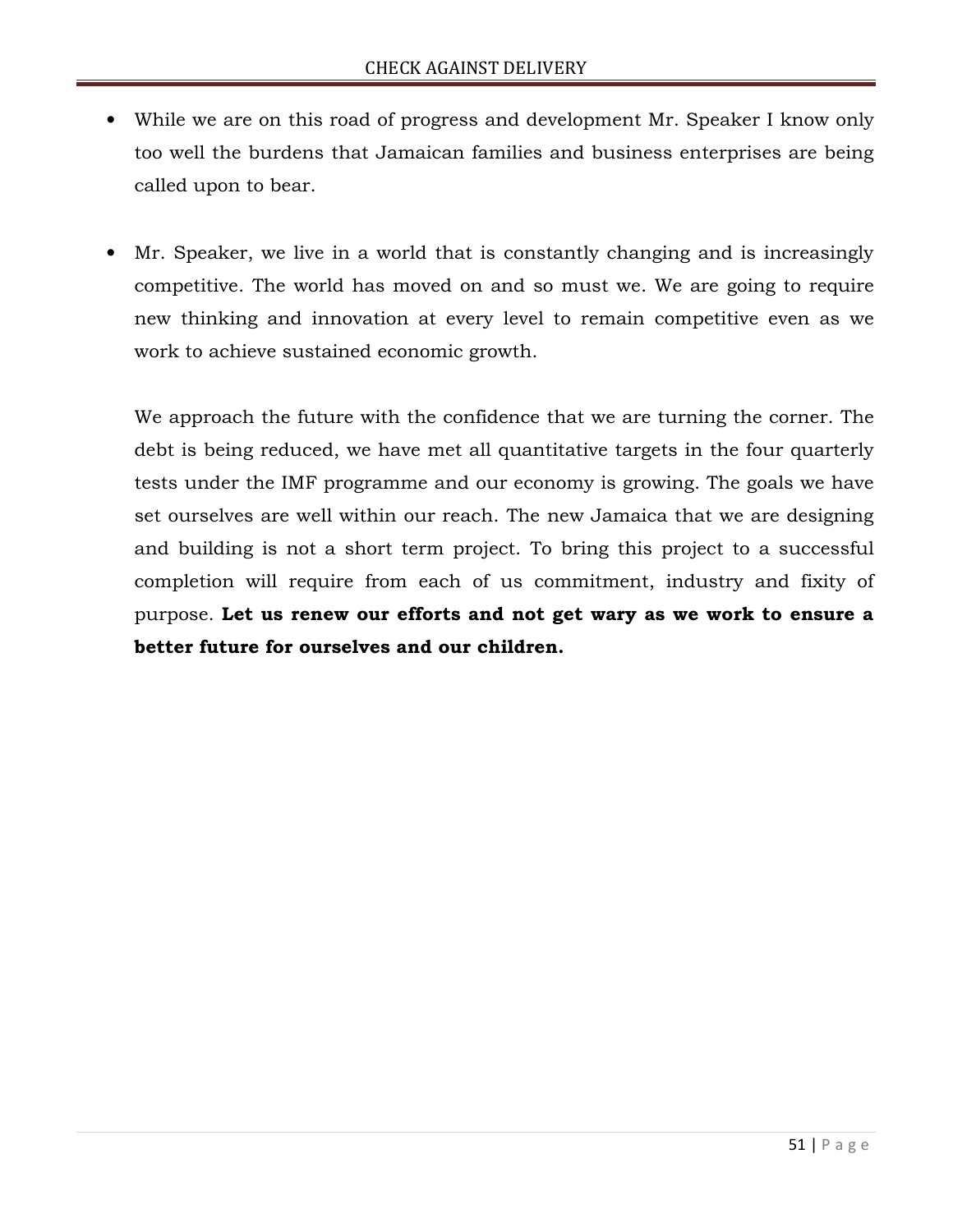- While we are on this road of progress and development Mr. Speaker I know only too well the burdens that Jamaican families and business enterprises are being called upon to bear.

- Mr. Speaker, we live in a world that is constantly changing and is increasingly competitive. The world has moved on and so must we. We are going to require new thinking and innovation at every level to remain competitive even as we work to achieve sustained economic growth.

  We approach the future with the confidence that we are turning the corner. The debt is being reduced, we have met all quantitative targets in the four quarterly tests under the IMF programme and our economy is growing. The goals we have set ourselves are well within our reach. The new Jamaica that we are designing and building is not a short term project. To bring this project to a successful completion will require from each of us commitment, industry and fixity of purpose. **Let us renew our efforts and not get wary as we work to ensure a better future for ourselves and our children.**